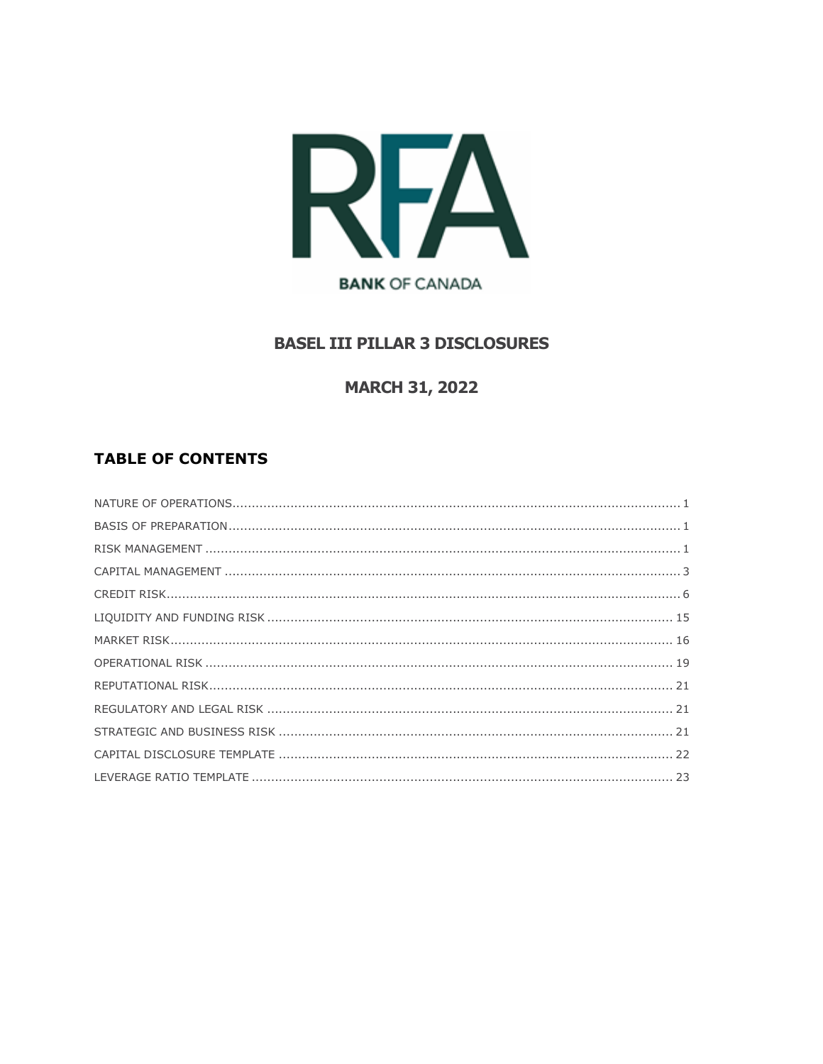RFA

BANK OF CANADA

# BASEL III PILLAR 3 DISCLOSURES

## MARCH 31, 2022

## TABLE OF CONTENTS

| | |
|---|---|
| NATURE OF OPERATIONS | 1 |
| BASIS OF PREPARATION | 1 |
| RISK MANAGEMENT | 1 |
| CAPITAL MANAGEMENT | 3 |
| CREDIT RISK | 6 |
| LIQUIDITY AND FUNDING RISK | 15 |
| MARKET RISK | 16 |
| OPERATIONAL RISK | 19 |
| REPUTATIONAL RISK | 21 |
| REGULATORY AND LEGAL RISK | 21 |
| STRATEGIC AND BUSINESS RISK | 21 |
| CAPITAL DISCLOSURE TEMPLATE | 22 |
| LEVERAGE RATIO TEMPLATE | 23 |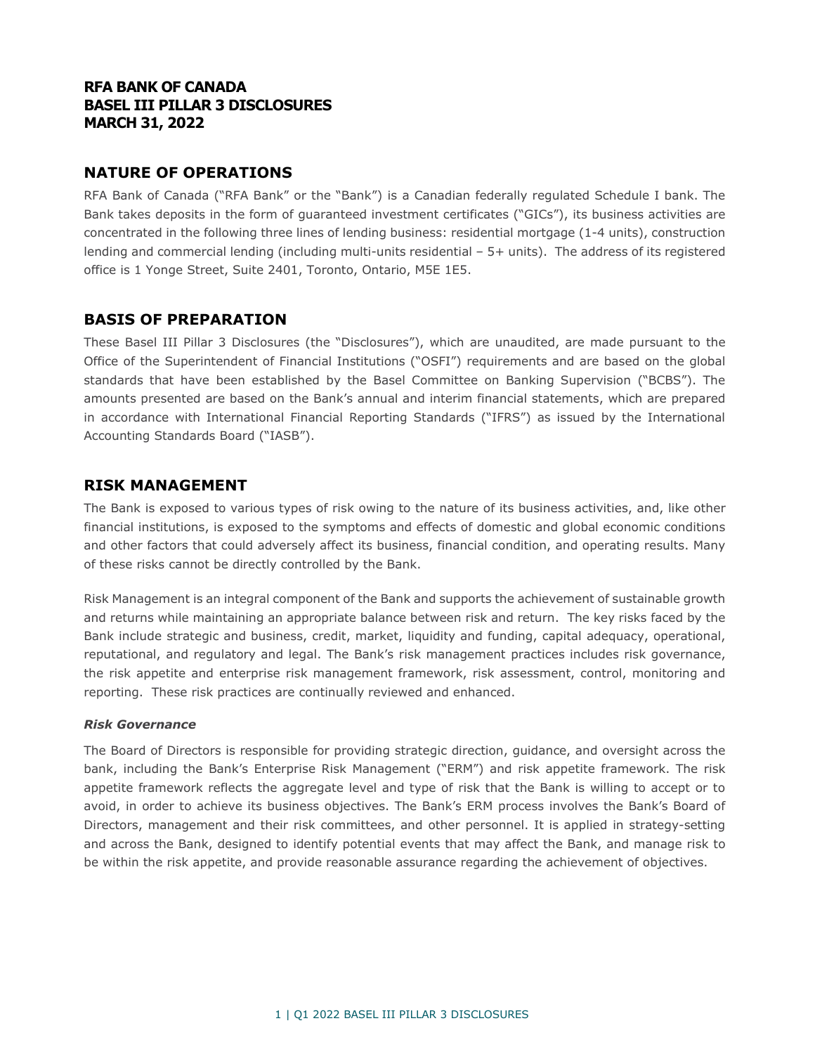# RFA BANK OF CANADA
# BASEL III PILLAR 3 DISCLOSURES
# MARCH 31, 2022

## NATURE OF OPERATIONS

RFA Bank of Canada ("RFA Bank" or the "Bank") is a Canadian federally regulated Schedule I bank. The Bank takes deposits in the form of guaranteed investment certificates ("GICs"), its business activities are concentrated in the following three lines of lending business: residential mortgage (1-4 units), construction lending and commercial lending (including multi-units residential – 5+ units). The address of its registered office is 1 Yonge Street, Suite 2401, Toronto, Ontario, M5E 1E5.

## BASIS OF PREPARATION

These Basel III Pillar 3 Disclosures (the "Disclosures"), which are unaudited, are made pursuant to the Office of the Superintendent of Financial Institutions ("OSFI") requirements and are based on the global standards that have been established by the Basel Committee on Banking Supervision ("BCBS"). The amounts presented are based on the Bank's annual and interim financial statements, which are prepared in accordance with International Financial Reporting Standards ("IFRS") as issued by the International Accounting Standards Board ("IASB").

## RISK MANAGEMENT

The Bank is exposed to various types of risk owing to the nature of its business activities, and, like other financial institutions, is exposed to the symptoms and effects of domestic and global economic conditions and other factors that could adversely affect its business, financial condition, and operating results. Many of these risks cannot be directly controlled by the Bank.

Risk Management is an integral component of the Bank and supports the achievement of sustainable growth and returns while maintaining an appropriate balance between risk and return. The key risks faced by the Bank include strategic and business, credit, market, liquidity and funding, capital adequacy, operational, reputational, and regulatory and legal. The Bank's risk management practices includes risk governance, the risk appetite and enterprise risk management framework, risk assessment, control, monitoring and reporting. These risk practices are continually reviewed and enhanced.

### *Risk Governance*

The Board of Directors is responsible for providing strategic direction, guidance, and oversight across the bank, including the Bank's Enterprise Risk Management ("ERM") and risk appetite framework. The risk appetite framework reflects the aggregate level and type of risk that the Bank is willing to accept or to avoid, in order to achieve its business objectives. The Bank's ERM process involves the Bank's Board of Directors, management and their risk committees, and other personnel. It is applied in strategy-setting and across the Bank, designed to identify potential events that may affect the Bank, and manage risk to be within the risk appetite, and provide reasonable assurance regarding the achievement of objectives.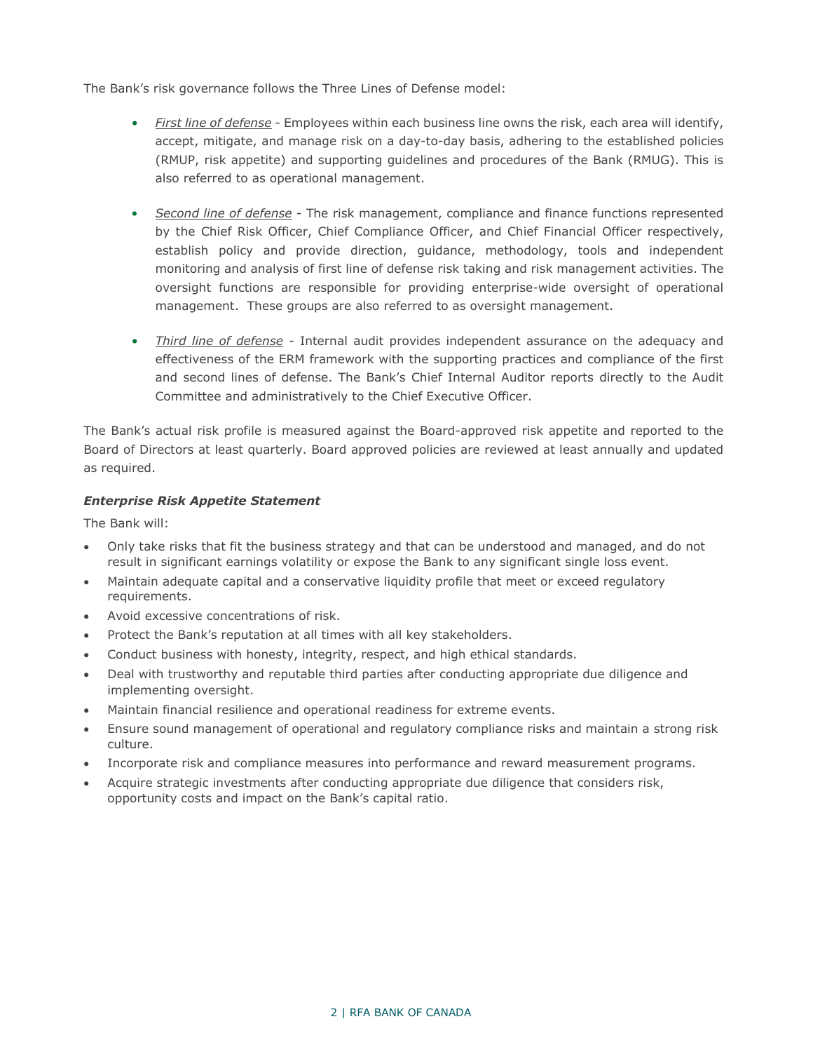The Bank's risk governance follows the Three Lines of Defense model:

- *First line of defense* - Employees within each business line owns the risk, each area will identify, accept, mitigate, and manage risk on a day-to-day basis, adhering to the established policies (RMUP, risk appetite) and supporting guidelines and procedures of the Bank (RMUG). This is also referred to as operational management.

- *Second line of defense* - The risk management, compliance and finance functions represented by the Chief Risk Officer, Chief Compliance Officer, and Chief Financial Officer respectively, establish policy and provide direction, guidance, methodology, tools and independent monitoring and analysis of first line of defense risk taking and risk management activities. The oversight functions are responsible for providing enterprise-wide oversight of operational management. These groups are also referred to as oversight management.

- *Third line of defense* - Internal audit provides independent assurance on the adequacy and effectiveness of the ERM framework with the supporting practices and compliance of the first and second lines of defense. The Bank's Chief Internal Auditor reports directly to the Audit Committee and administratively to the Chief Executive Officer.

The Bank's actual risk profile is measured against the Board-approved risk appetite and reported to the Board of Directors at least quarterly. Board approved policies are reviewed at least annually and updated as required.

***Enterprise Risk Appetite Statement***

The Bank will:

- Only take risks that fit the business strategy and that can be understood and managed, and do not result in significant earnings volatility or expose the Bank to any significant single loss event.
- Maintain adequate capital and a conservative liquidity profile that meet or exceed regulatory requirements.
- Avoid excessive concentrations of risk.
- Protect the Bank's reputation at all times with all key stakeholders.
- Conduct business with honesty, integrity, respect, and high ethical standards.
- Deal with trustworthy and reputable third parties after conducting appropriate due diligence and implementing oversight.
- Maintain financial resilience and operational readiness for extreme events.
- Ensure sound management of operational and regulatory compliance risks and maintain a strong risk culture.
- Incorporate risk and compliance measures into performance and reward measurement programs.
- Acquire strategic investments after conducting appropriate due diligence that considers risk, opportunity costs and impact on the Bank's capital ratio.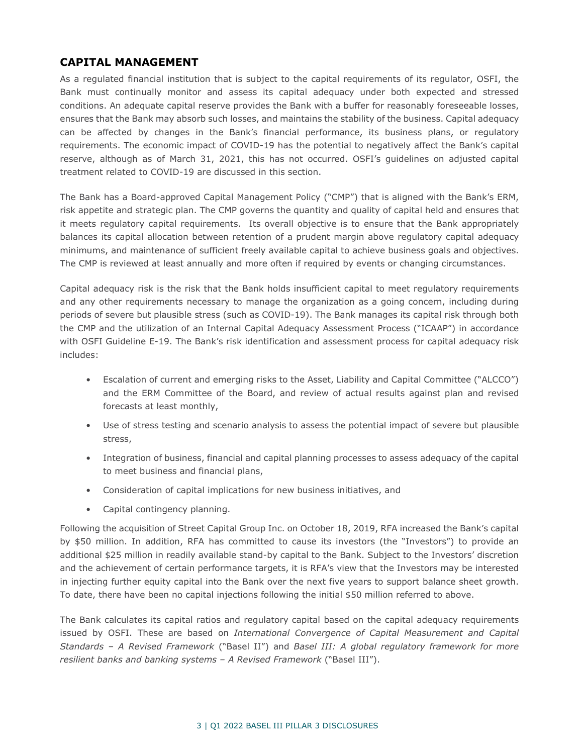## CAPITAL MANAGEMENT

As a regulated financial institution that is subject to the capital requirements of its regulator, OSFI, the Bank must continually monitor and assess its capital adequacy under both expected and stressed conditions. An adequate capital reserve provides the Bank with a buffer for reasonably foreseeable losses, ensures that the Bank may absorb such losses, and maintains the stability of the business. Capital adequacy can be affected by changes in the Bank's financial performance, its business plans, or regulatory requirements. The economic impact of COVID-19 has the potential to negatively affect the Bank's capital reserve, although as of March 31, 2021, this has not occurred. OSFI's guidelines on adjusted capital treatment related to COVID-19 are discussed in this section.

The Bank has a Board-approved Capital Management Policy ("CMP") that is aligned with the Bank's ERM, risk appetite and strategic plan. The CMP governs the quantity and quality of capital held and ensures that it meets regulatory capital requirements. Its overall objective is to ensure that the Bank appropriately balances its capital allocation between retention of a prudent margin above regulatory capital adequacy minimums, and maintenance of sufficient freely available capital to achieve business goals and objectives. The CMP is reviewed at least annually and more often if required by events or changing circumstances.

Capital adequacy risk is the risk that the Bank holds insufficient capital to meet regulatory requirements and any other requirements necessary to manage the organization as a going concern, including during periods of severe but plausible stress (such as COVID-19). The Bank manages its capital risk through both the CMP and the utilization of an Internal Capital Adequacy Assessment Process ("ICAAP") in accordance with OSFI Guideline E-19. The Bank's risk identification and assessment process for capital adequacy risk includes:

- Escalation of current and emerging risks to the Asset, Liability and Capital Committee ("ALCCO") and the ERM Committee of the Board, and review of actual results against plan and revised forecasts at least monthly,
- Use of stress testing and scenario analysis to assess the potential impact of severe but plausible stress,
- Integration of business, financial and capital planning processes to assess adequacy of the capital to meet business and financial plans,
- Consideration of capital implications for new business initiatives, and
- Capital contingency planning.

Following the acquisition of Street Capital Group Inc. on October 18, 2019, RFA increased the Bank's capital by $50 million. In addition, RFA has committed to cause its investors (the "Investors") to provide an additional $25 million in readily available stand-by capital to the Bank. Subject to the Investors' discretion and the achievement of certain performance targets, it is RFA's view that the Investors may be interested in injecting further equity capital into the Bank over the next five years to support balance sheet growth. To date, there have been no capital injections following the initial $50 million referred to above.

The Bank calculates its capital ratios and regulatory capital based on the capital adequacy requirements issued by OSFI. These are based on *International Convergence of Capital Measurement and Capital Standards – A Revised Framework* ("Basel II") and *Basel III: A global regulatory framework for more resilient banks and banking systems – A Revised Framework* ("Basel III").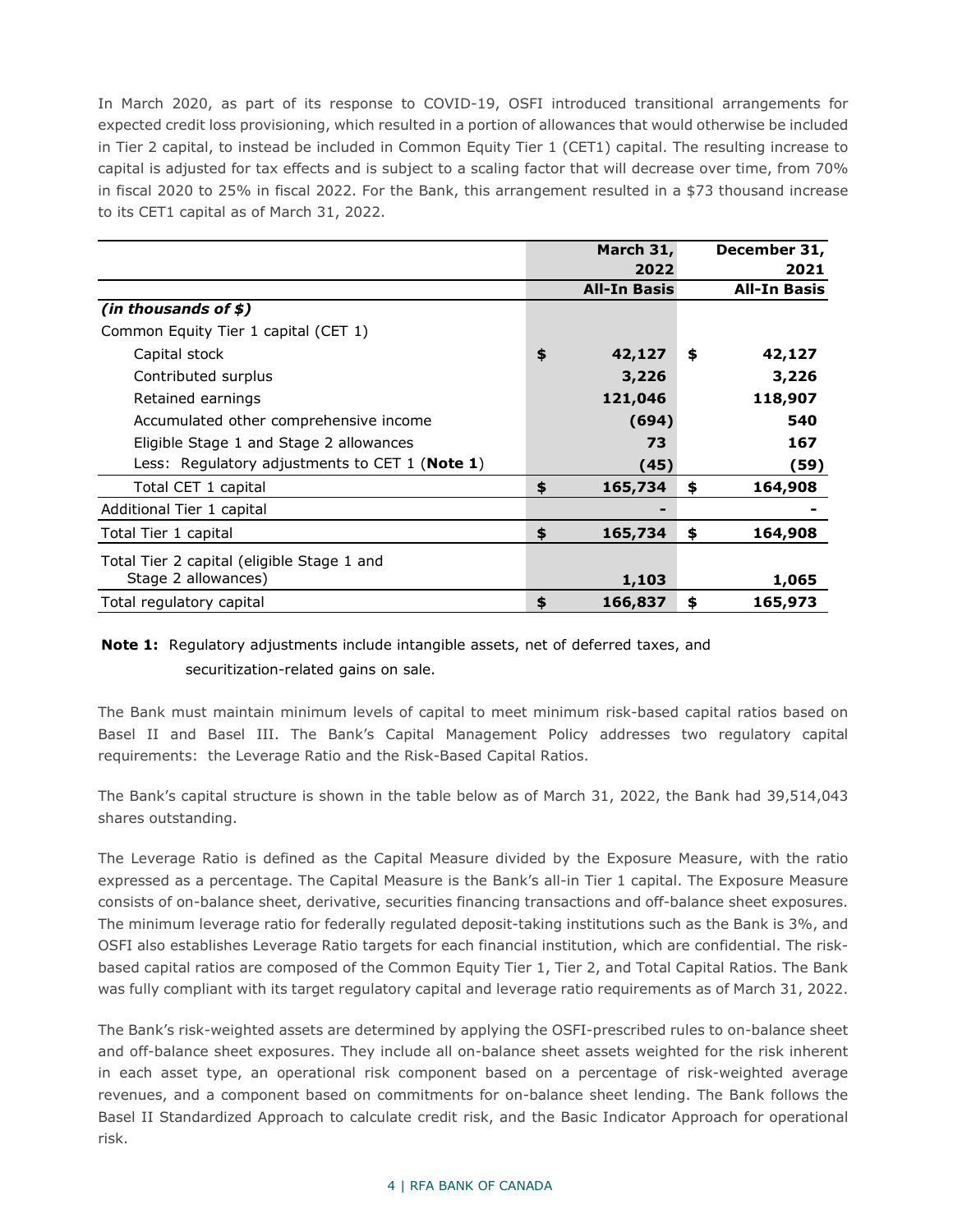In March 2020, as part of its response to COVID-19, OSFI introduced transitional arrangements for expected credit loss provisioning, which resulted in a portion of allowances that would otherwise be included in Tier 2 capital, to instead be included in Common Equity Tier 1 (CET1) capital. The resulting increase to capital is adjusted for tax effects and is subject to a scaling factor that will decrease over time, from 70% in fiscal 2020 to 25% in fiscal 2022. For the Bank, this arrangement resulted in a $73 thousand increase to its CET1 capital as of March 31, 2022.

| | March 31, 2022 | December 31, 2021 |
|---|---|---|
| | **All-In Basis** | **All-In Basis** |
| ***(in thousands of $)*** | | |
| Common Equity Tier 1 capital (CET 1) | | |
| Capital stock | **$ 42,127** | **$ 42,127** |
| Contributed surplus | **3,226** | **3,226** |
| Retained earnings | **121,046** | **118,907** |
| Accumulated other comprehensive income | **(694)** | **540** |
| Eligible Stage 1 and Stage 2 allowances | **73** | **167** |
| Less: Regulatory adjustments to CET 1 (**Note 1**) | **(45)** | **(59)** |
| Total CET 1 capital | **$ 165,734** | **$ 164,908** |
| Additional Tier 1 capital | **-** | **-** |
| Total Tier 1 capital | **$ 165,734** | **$ 164,908** |
| Total Tier 2 capital (eligible Stage 1 and Stage 2 allowances) | **1,103** | **1,065** |
| Total regulatory capital | **$ 166,837** | **$ 165,973** |

**Note 1:** Regulatory adjustments include intangible assets, net of deferred taxes, and securitization-related gains on sale.

The Bank must maintain minimum levels of capital to meet minimum risk-based capital ratios based on Basel II and Basel III. The Bank's Capital Management Policy addresses two regulatory capital requirements: the Leverage Ratio and the Risk-Based Capital Ratios.

The Bank's capital structure is shown in the table below as of March 31, 2022, the Bank had 39,514,043 shares outstanding.

The Leverage Ratio is defined as the Capital Measure divided by the Exposure Measure, with the ratio expressed as a percentage. The Capital Measure is the Bank's all-in Tier 1 capital. The Exposure Measure consists of on-balance sheet, derivative, securities financing transactions and off-balance sheet exposures. The minimum leverage ratio for federally regulated deposit-taking institutions such as the Bank is 3%, and OSFI also establishes Leverage Ratio targets for each financial institution, which are confidential. The risk-based capital ratios are composed of the Common Equity Tier 1, Tier 2, and Total Capital Ratios. The Bank was fully compliant with its target regulatory capital and leverage ratio requirements as of March 31, 2022.

The Bank's risk-weighted assets are determined by applying the OSFI-prescribed rules to on-balance sheet and off-balance sheet exposures. They include all on-balance sheet assets weighted for the risk inherent in each asset type, an operational risk component based on a percentage of risk-weighted average revenues, and a component based on commitments for on-balance sheet lending. The Bank follows the Basel II Standardized Approach to calculate credit risk, and the Basic Indicator Approach for operational risk.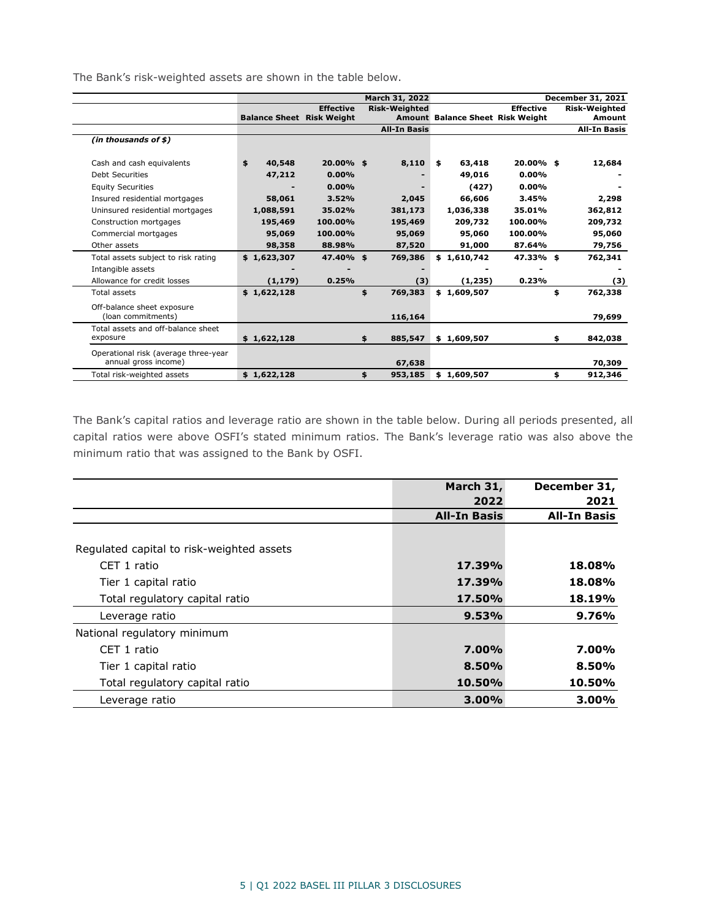The Bank's risk-weighted assets are shown in the table below.

| | March 31, 2022 | | | December 31, 2021 | | |
|---|---|---|---|---|---|---|
| | Balance Sheet | Effective Risk Weight | Risk-Weighted Amount | Balance Sheet | Effective Risk Weight | Risk-Weighted Amount |
| | | | All-In Basis | | | All-In Basis |
| ***(in thousands of $)*** | | | | | | |
| Cash and cash equivalents | $ 40,548 | 20.00% | $ 8,110 | $ 63,418 | 20.00% | $ 12,684 |
| Debt Securities | 47,212 | 0.00% | - | 49,016 | 0.00% | - |
| Equity Securities | - | 0.00% | - | (427) | 0.00% | - |
| Insured residential mortgages | 58,061 | 3.52% | 2,045 | 66,606 | 3.45% | 2,298 |
| Uninsured residential mortgages | 1,088,591 | 35.02% | 381,173 | 1,036,338 | 35.01% | 362,812 |
| Construction mortgages | 195,469 | 100.00% | 195,469 | 209,732 | 100.00% | 209,732 |
| Commercial mortgages | 95,069 | 100.00% | 95,069 | 95,060 | 100.00% | 95,060 |
| Other assets | 98,358 | 88.98% | 87,520 | 91,000 | 87.64% | 79,756 |
| Total assets subject to risk rating | $ 1,623,307 | 47.40% | $ 769,386 | $ 1,610,742 | 47.33% | $ 762,341 |
| Intangible assets | - | - | - | - | - | - |
| Allowance for credit losses | (1,179) | 0.25% | (3) | (1,235) | 0.23% | (3) |
| Total assets | $ 1,622,128 | | $ 769,383 | $ 1,609,507 | | $ 762,338 |
| Off-balance sheet exposure (loan commitments) | | | 116,164 | | | 79,699 |
| Total assets and off-balance sheet exposure | $ 1,622,128 | | $ 885,547 | $ 1,609,507 | | $ 842,038 |
| Operational risk (average three-year annual gross income) | | | 67,638 | | | 70,309 |
| Total risk-weighted assets | $ 1,622,128 | | $ 953,185 | $ 1,609,507 | | $ 912,346 |

The Bank's capital ratios and leverage ratio are shown in the table below. During all periods presented, all capital ratios were above OSFI's stated minimum ratios. The Bank's leverage ratio was also above the minimum ratio that was assigned to the Bank by OSFI.

| | March 31, 2022 | December 31, 2021 |
|---|---|---|
| | **All-In Basis** | **All-In Basis** |
| Regulated capital to risk-weighted assets | | |
| CET 1 ratio | **17.39%** | **18.08%** |
| Tier 1 capital ratio | **17.39%** | **18.08%** |
| Total regulatory capital ratio | **17.50%** | **18.19%** |
| Leverage ratio | **9.53%** | **9.76%** |
| National regulatory minimum | | |
| CET 1 ratio | **7.00%** | **7.00%** |
| Tier 1 capital ratio | **8.50%** | **8.50%** |
| Total regulatory capital ratio | **10.50%** | **10.50%** |
| Leverage ratio | **3.00%** | **3.00%** |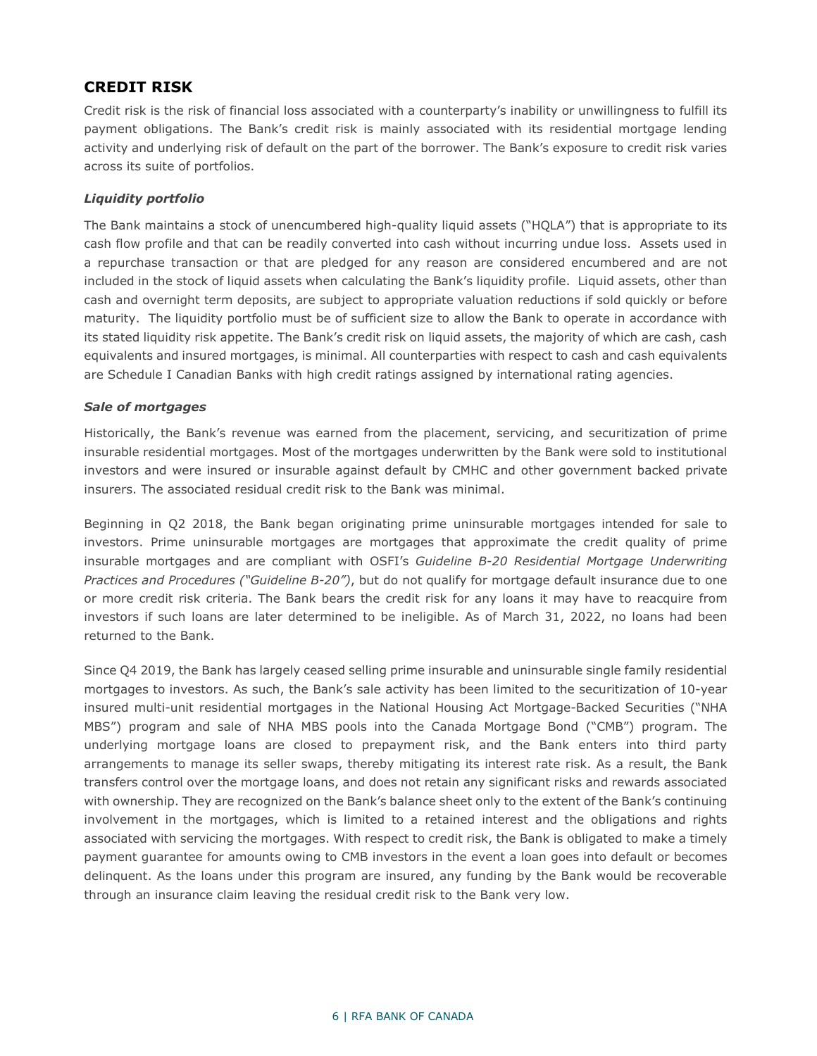## CREDIT RISK

Credit risk is the risk of financial loss associated with a counterparty's inability or unwillingness to fulfill its payment obligations. The Bank's credit risk is mainly associated with its residential mortgage lending activity and underlying risk of default on the part of the borrower. The Bank's exposure to credit risk varies across its suite of portfolios.

### *Liquidity portfolio*

The Bank maintains a stock of unencumbered high-quality liquid assets ("HQLA") that is appropriate to its cash flow profile and that can be readily converted into cash without incurring undue loss. Assets used in a repurchase transaction or that are pledged for any reason are considered encumbered and are not included in the stock of liquid assets when calculating the Bank's liquidity profile. Liquid assets, other than cash and overnight term deposits, are subject to appropriate valuation reductions if sold quickly or before maturity. The liquidity portfolio must be of sufficient size to allow the Bank to operate in accordance with its stated liquidity risk appetite. The Bank's credit risk on liquid assets, the majority of which are cash, cash equivalents and insured mortgages, is minimal. All counterparties with respect to cash and cash equivalents are Schedule I Canadian Banks with high credit ratings assigned by international rating agencies.

### *Sale of mortgages*

Historically, the Bank's revenue was earned from the placement, servicing, and securitization of prime insurable residential mortgages. Most of the mortgages underwritten by the Bank were sold to institutional investors and were insured or insurable against default by CMHC and other government backed private insurers. The associated residual credit risk to the Bank was minimal.

Beginning in Q2 2018, the Bank began originating prime uninsurable mortgages intended for sale to investors. Prime uninsurable mortgages are mortgages that approximate the credit quality of prime insurable mortgages and are compliant with OSFI's *Guideline B-20 Residential Mortgage Underwriting Practices and Procedures ("Guideline B-20")*, but do not qualify for mortgage default insurance due to one or more credit risk criteria. The Bank bears the credit risk for any loans it may have to reacquire from investors if such loans are later determined to be ineligible. As of March 31, 2022, no loans had been returned to the Bank.

Since Q4 2019, the Bank has largely ceased selling prime insurable and uninsurable single family residential mortgages to investors. As such, the Bank's sale activity has been limited to the securitization of 10-year insured multi-unit residential mortgages in the National Housing Act Mortgage-Backed Securities ("NHA MBS") program and sale of NHA MBS pools into the Canada Mortgage Bond ("CMB") program. The underlying mortgage loans are closed to prepayment risk, and the Bank enters into third party arrangements to manage its seller swaps, thereby mitigating its interest rate risk. As a result, the Bank transfers control over the mortgage loans, and does not retain any significant risks and rewards associated with ownership. They are recognized on the Bank's balance sheet only to the extent of the Bank's continuing involvement in the mortgages, which is limited to a retained interest and the obligations and rights associated with servicing the mortgages. With respect to credit risk, the Bank is obligated to make a timely payment guarantee for amounts owing to CMB investors in the event a loan goes into default or becomes delinquent. As the loans under this program are insured, any funding by the Bank would be recoverable through an insurance claim leaving the residual credit risk to the Bank very low.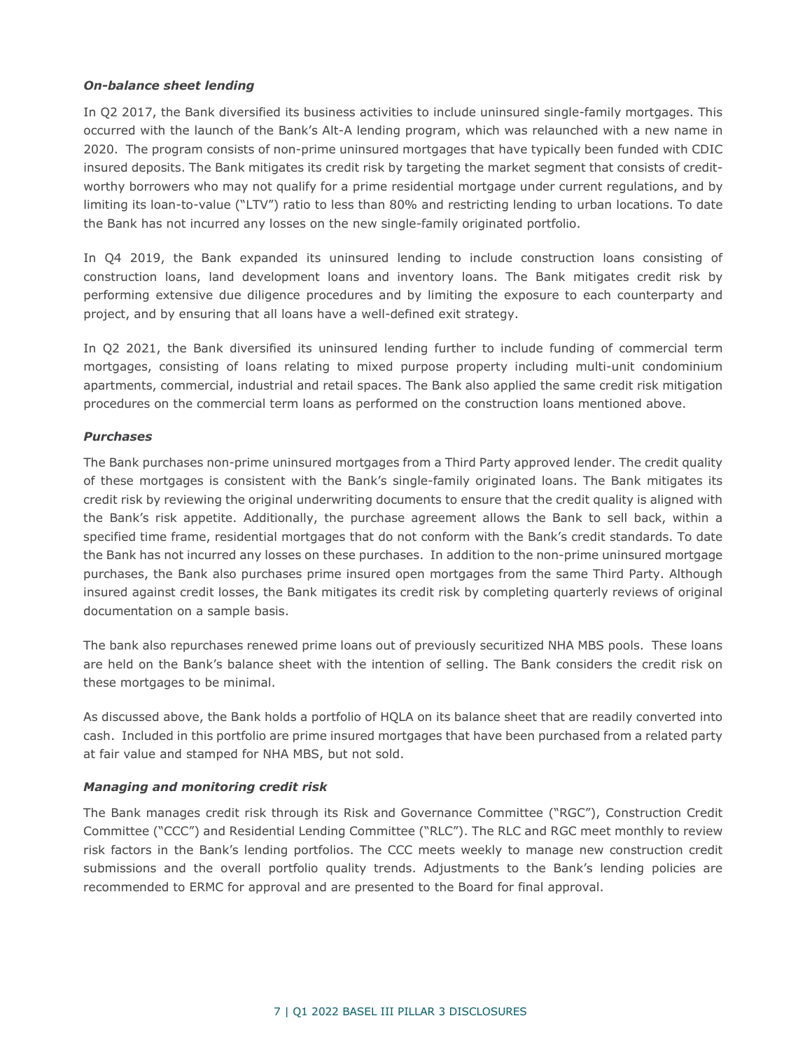***On-balance sheet lending***

In Q2 2017, the Bank diversified its business activities to include uninsured single-family mortgages. This occurred with the launch of the Bank's Alt-A lending program, which was relaunched with a new name in 2020. The program consists of non-prime uninsured mortgages that have typically been funded with CDIC insured deposits. The Bank mitigates its credit risk by targeting the market segment that consists of credit-worthy borrowers who may not qualify for a prime residential mortgage under current regulations, and by limiting its loan-to-value ("LTV") ratio to less than 80% and restricting lending to urban locations. To date the Bank has not incurred any losses on the new single-family originated portfolio.

In Q4 2019, the Bank expanded its uninsured lending to include construction loans consisting of construction loans, land development loans and inventory loans. The Bank mitigates credit risk by performing extensive due diligence procedures and by limiting the exposure to each counterparty and project, and by ensuring that all loans have a well-defined exit strategy.

In Q2 2021, the Bank diversified its uninsured lending further to include funding of commercial term mortgages, consisting of loans relating to mixed purpose property including multi-unit condominium apartments, commercial, industrial and retail spaces. The Bank also applied the same credit risk mitigation procedures on the commercial term loans as performed on the construction loans mentioned above.

***Purchases***

The Bank purchases non-prime uninsured mortgages from a Third Party approved lender. The credit quality of these mortgages is consistent with the Bank's single-family originated loans. The Bank mitigates its credit risk by reviewing the original underwriting documents to ensure that the credit quality is aligned with the Bank's risk appetite. Additionally, the purchase agreement allows the Bank to sell back, within a specified time frame, residential mortgages that do not conform with the Bank's credit standards. To date the Bank has not incurred any losses on these purchases. In addition to the non-prime uninsured mortgage purchases, the Bank also purchases prime insured open mortgages from the same Third Party. Although insured against credit losses, the Bank mitigates its credit risk by completing quarterly reviews of original documentation on a sample basis.

The bank also repurchases renewed prime loans out of previously securitized NHA MBS pools. These loans are held on the Bank's balance sheet with the intention of selling. The Bank considers the credit risk on these mortgages to be minimal.

As discussed above, the Bank holds a portfolio of HQLA on its balance sheet that are readily converted into cash. Included in this portfolio are prime insured mortgages that have been purchased from a related party at fair value and stamped for NHA MBS, but not sold.

***Managing and monitoring credit risk***

The Bank manages credit risk through its Risk and Governance Committee ("RGC"), Construction Credit Committee ("CCC") and Residential Lending Committee ("RLC"). The RLC and RGC meet monthly to review risk factors in the Bank's lending portfolios. The CCC meets weekly to manage new construction credit submissions and the overall portfolio quality trends. Adjustments to the Bank's lending policies are recommended to ERMC for approval and are presented to the Board for final approval.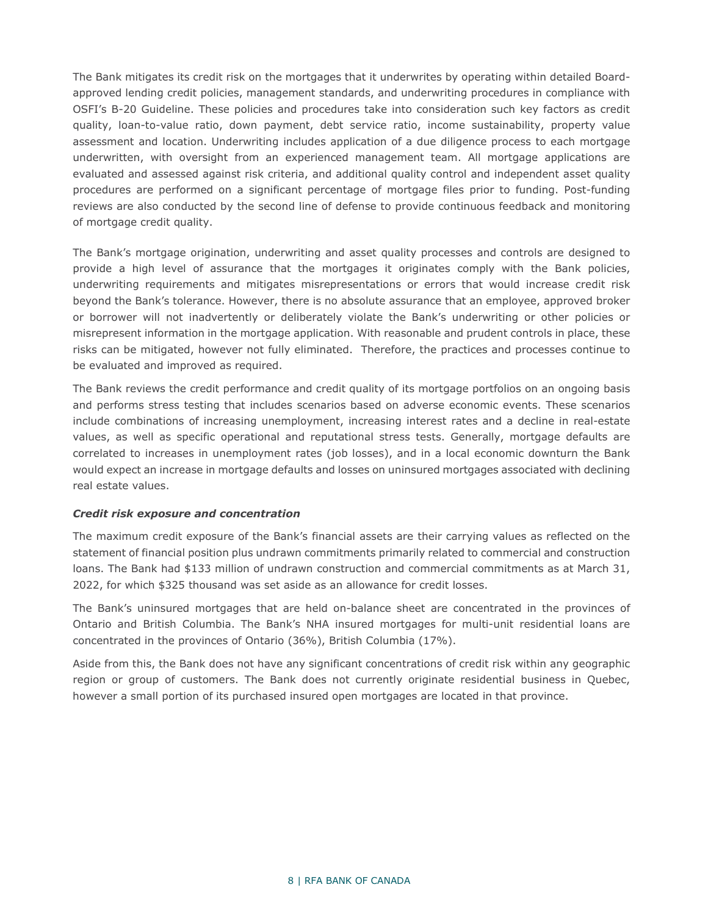The Bank mitigates its credit risk on the mortgages that it underwrites by operating within detailed Board-approved lending credit policies, management standards, and underwriting procedures in compliance with OSFI's B-20 Guideline. These policies and procedures take into consideration such key factors as credit quality, loan-to-value ratio, down payment, debt service ratio, income sustainability, property value assessment and location. Underwriting includes application of a due diligence process to each mortgage underwritten, with oversight from an experienced management team. All mortgage applications are evaluated and assessed against risk criteria, and additional quality control and independent asset quality procedures are performed on a significant percentage of mortgage files prior to funding. Post-funding reviews are also conducted by the second line of defense to provide continuous feedback and monitoring of mortgage credit quality.

The Bank's mortgage origination, underwriting and asset quality processes and controls are designed to provide a high level of assurance that the mortgages it originates comply with the Bank policies, underwriting requirements and mitigates misrepresentations or errors that would increase credit risk beyond the Bank's tolerance. However, there is no absolute assurance that an employee, approved broker or borrower will not inadvertently or deliberately violate the Bank's underwriting or other policies or misrepresent information in the mortgage application. With reasonable and prudent controls in place, these risks can be mitigated, however not fully eliminated. Therefore, the practices and processes continue to be evaluated and improved as required.

The Bank reviews the credit performance and credit quality of its mortgage portfolios on an ongoing basis and performs stress testing that includes scenarios based on adverse economic events. These scenarios include combinations of increasing unemployment, increasing interest rates and a decline in real-estate values, as well as specific operational and reputational stress tests. Generally, mortgage defaults are correlated to increases in unemployment rates (job losses), and in a local economic downturn the Bank would expect an increase in mortgage defaults and losses on uninsured mortgages associated with declining real estate values.

***Credit risk exposure and concentration***

The maximum credit exposure of the Bank's financial assets are their carrying values as reflected on the statement of financial position plus undrawn commitments primarily related to commercial and construction loans. The Bank had $133 million of undrawn construction and commercial commitments as at March 31, 2022, for which $325 thousand was set aside as an allowance for credit losses.

The Bank's uninsured mortgages that are held on-balance sheet are concentrated in the provinces of Ontario and British Columbia. The Bank's NHA insured mortgages for multi-unit residential loans are concentrated in the provinces of Ontario (36%), British Columbia (17%).

Aside from this, the Bank does not have any significant concentrations of credit risk within any geographic region or group of customers. The Bank does not currently originate residential business in Quebec, however a small portion of its purchased insured open mortgages are located in that province.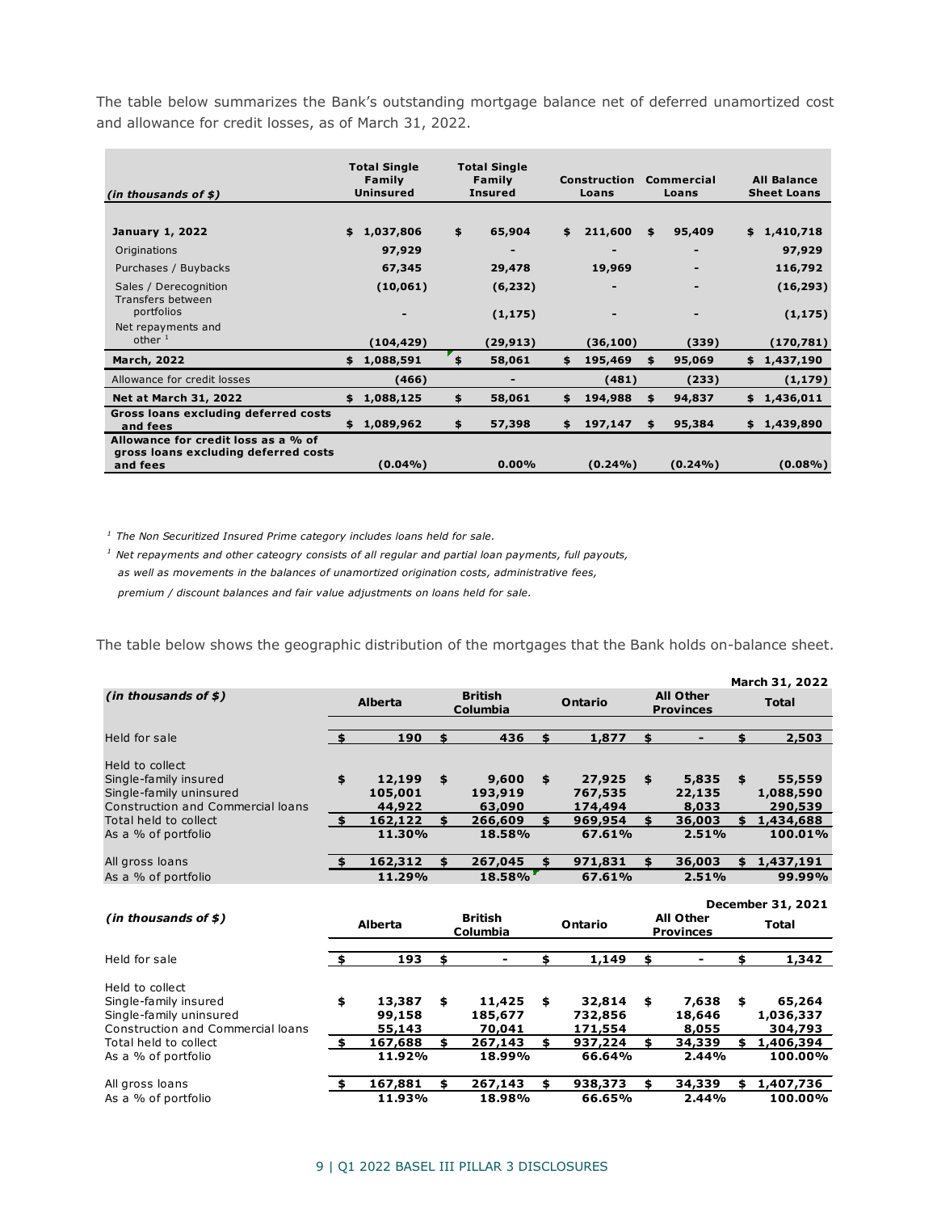The table below summarizes the Bank's outstanding mortgage balance net of deferred unamortized cost and allowance for credit losses, as of March 31, 2022.

| (in thousands of $) | Total Single Family Uninsured | Total Single Family Insured | Construction Loans | Commercial Loans | All Balance Sheet Loans |
|---|---|---|---|---|---|
| **January 1, 2022** | **$ 1,037,806** | **$ 65,904** | **$ 211,600** | **$ 95,409** | **$ 1,410,718** |
| Originations | 97,929 | - | - | - | 97,929 |
| Purchases / Buybacks | 67,345 | 29,478 | 19,969 | - | 116,792 |
| Sales / Derecognition | (10,061) | (6,232) | - | - | (16,293) |
| Transfers between portfolios | - | (1,175) | - | - | (1,175) |
| Net repayments and other [1] | (104,429) | (29,913) | (36,100) | (339) | (170,781) |
| **March, 2022** | **$ 1,088,591** | **$ 58,061** | **$ 195,469** | **$ 95,069** | **$ 1,437,190** |
| Allowance for credit losses | (466) | - | (481) | (233) | (1,179) |
| **Net at March 31, 2022** | **$ 1,088,125** | **$ 58,061** | **$ 194,988** | **$ 94,837** | **$ 1,436,011** |
| **Gross loans excluding deferred costs and fees** | **$ 1,089,962** | **$ 57,398** | **$ 197,147** | **$ 95,384** | **$ 1,439,890** |
| **Allowance for credit loss as a % of gross loans excluding deferred costs and fees** | **(0.04%)** | **0.00%** | **(0.24%)** | **(0.24%)** | **(0.08%)** |

*[1] The Non Securitized Insured Prime category includes loans held for sale.*

*[1] Net repayments and other cateogry consists of all regular and partial loan payments, full payouts, as well as movements in the balances of unamortized origination costs, administrative fees, premium / discount balances and fair value adjustments on loans held for sale.*

The table below shows the geographic distribution of the mortgages that the Bank holds on-balance sheet.

| (in thousands of $) | Alberta | British Columbia | Ontario | All Other Provinces | March 31, 2022 Total |
|---|---|---|---|---|---|
| Held for sale | $ 190 | $ 436 | $ 1,877 | $ - | $ 2,503 |
| Held to collect | | | | | |
| Single-family insured | $ 12,199 | $ 9,600 | $ 27,925 | $ 5,835 | $ 55,559 |
| Single-family uninsured | 105,001 | 193,919 | 767,535 | 22,135 | 1,088,590 |
| Construction and Commercial loans | 44,922 | 63,090 | 174,494 | 8,033 | 290,539 |
| Total held to collect | $ 162,122 | $ 266,609 | $ 969,954 | $ 36,003 | $ 1,434,688 |
| As a % of portfolio | 11.30% | 18.58% | 67.61% | 2.51% | 100.01% |
| All gross loans | $ 162,312 | $ 267,045 | $ 971,831 | $ 36,003 | $ 1,437,191 |
| As a % of portfolio | 11.29% | 18.58% | 67.61% | 2.51% | 99.99% |

| (in thousands of $) | Alberta | British Columbia | Ontario | All Other Provinces | December 31, 2021 Total |
|---|---|---|---|---|---|
| Held for sale | $ 193 | $ - | $ 1,149 | $ - | $ 1,342 |
| Held to collect | | | | | |
| Single-family insured | $ 13,387 | $ 11,425 | $ 32,814 | $ 7,638 | $ 65,264 |
| Single-family uninsured | 99,158 | 185,677 | 732,856 | 18,646 | 1,036,337 |
| Construction and Commercial loans | 55,143 | 70,041 | 171,554 | 8,055 | 304,793 |
| Total held to collect | $ 167,688 | $ 267,143 | $ 937,224 | $ 34,339 | $ 1,406,394 |
| As a % of portfolio | 11.92% | 18.99% | 66.64% | 2.44% | 100.00% |
| All gross loans | $ 167,881 | $ 267,143 | $ 938,373 | $ 34,339 | $ 1,407,736 |
| As a % of portfolio | 11.93% | 18.98% | 66.65% | 2.44% | 100.00% |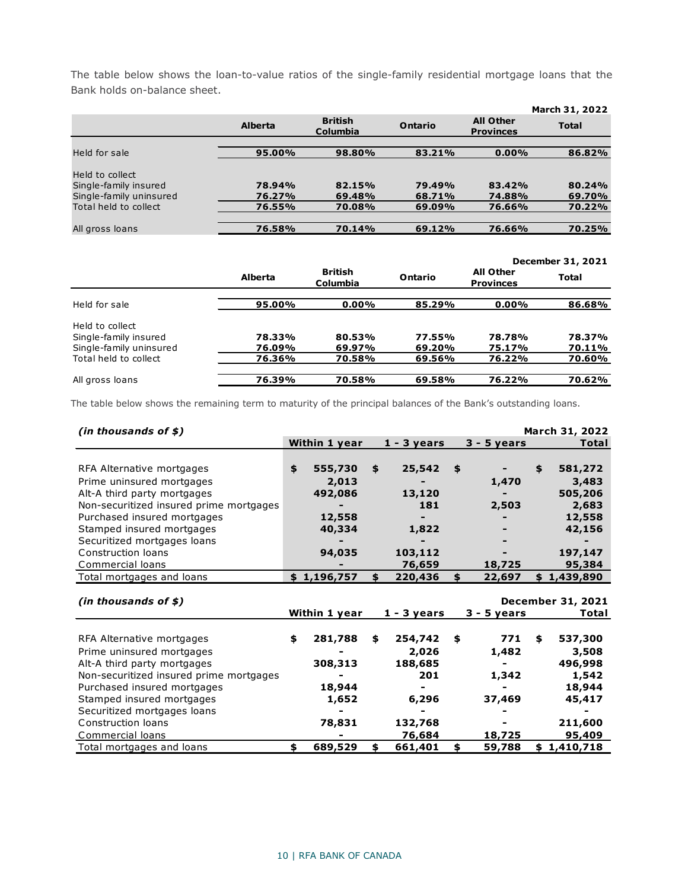The table below shows the loan-to-value ratios of the single-family residential mortgage loans that the Bank holds on-balance sheet.

| | | | | | March 31, 2022 |
|---|---|---|---|---|---|
| | **Alberta** | **British Columbia** | **Ontario** | **All Other Provinces** | **Total** |
| Held for sale | **95.00%** | **98.80%** | **83.21%** | **0.00%** | **86.82%** |
| Held to collect | | | | | |
| Single-family insured | **78.94%** | **82.15%** | **79.49%** | **83.42%** | **80.24%** |
| Single-family uninsured | **76.27%** | **69.48%** | **68.71%** | **74.88%** | **69.70%** |
| Total held to collect | **76.55%** | **70.08%** | **69.09%** | **76.66%** | **70.22%** |
| All gross loans | **76.58%** | **70.14%** | **69.12%** | **76.66%** | **70.25%** |

| | | | | | December 31, 2021 |
|---|---|---|---|---|---|
| | **Alberta** | **British Columbia** | **Ontario** | **All Other Provinces** | **Total** |
| Held for sale | **95.00%** | **0.00%** | **85.29%** | **0.00%** | **86.68%** |
| Held to collect | | | | | |
| Single-family insured | **78.33%** | **80.53%** | **77.55%** | **78.78%** | **78.37%** |
| Single-family uninsured | **76.09%** | **69.97%** | **69.20%** | **75.17%** | **70.11%** |
| Total held to collect | **76.36%** | **70.58%** | **69.56%** | **76.22%** | **70.60%** |
| All gross loans | **76.39%** | **70.58%** | **69.58%** | **76.22%** | **70.62%** |

The table below shows the remaining term to maturity of the principal balances of the Bank's outstanding loans.

| *(in thousands of $)* | | | | March 31, 2022 |
|---|---|---|---|---|
| | **Within 1 year** | **1 - 3 years** | **3 - 5 years** | **Total** |
| RFA Alternative mortgages | **$ 555,730** | **$ 25,542** | **$ -** | **$ 581,272** |
| Prime uninsured mortgages | **2,013** | **-** | **1,470** | **3,483** |
| Alt-A third party mortgages | **492,086** | **13,120** | **-** | **505,206** |
| Non-securitized insured prime mortgages | **-** | **181** | **2,503** | **2,683** |
| Purchased insured mortgages | **12,558** | **-** | **-** | **12,558** |
| Stamped insured mortgages | **40,334** | **1,822** | **-** | **42,156** |
| Securitized mortgages loans | **-** | **-** | **-** | **-** |
| Construction loans | **94,035** | **103,112** | **-** | **197,147** |
| Commercial loans | **-** | **76,659** | **18,725** | **95,384** |
| Total mortgages and loans | **$ 1,196,757** | **$ 220,436** | **$ 22,697** | **$ 1,439,890** |

| *(in thousands of $)* | | | | December 31, 2021 |
|---|---|---|---|---|
| | **Within 1 year** | **1 - 3 years** | **3 - 5 years** | **Total** |
| RFA Alternative mortgages | $ 281,788 | $ 254,742 | $ 771 | $ 537,300 |
| Prime uninsured mortgages | - | 2,026 | 1,482 | 3,508 |
| Alt-A third party mortgages | 308,313 | 188,685 | - | 496,998 |
| Non-securitized insured prime mortgages | - | 201 | 1,342 | 1,542 |
| Purchased insured mortgages | 18,944 | - | - | 18,944 |
| Stamped insured mortgages | 1,652 | 6,296 | 37,469 | 45,417 |
| Securitized mortgages loans | - | - | - | - |
| Construction loans | 78,831 | 132,768 | - | 211,600 |
| Commercial loans | - | 76,684 | 18,725 | 95,409 |
| Total mortgages and loans | $ 689,529 | $ 661,401 | $ 59,788 | $ 1,410,718 |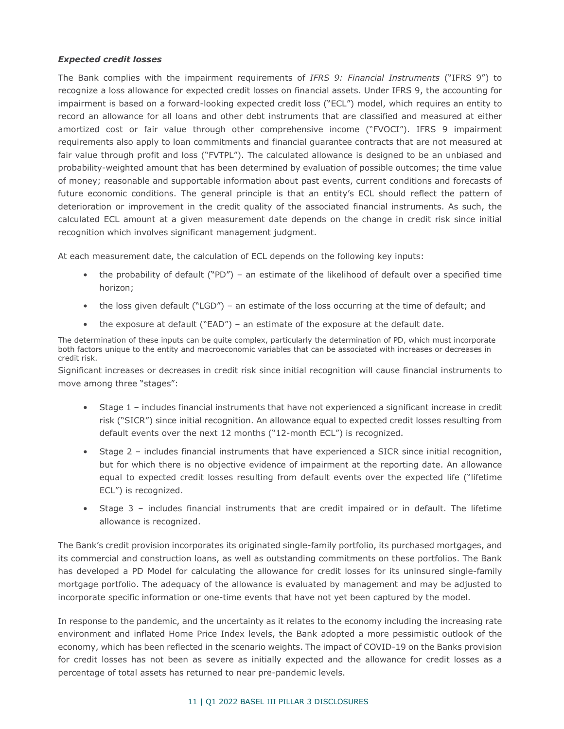***Expected credit losses***

The Bank complies with the impairment requirements of *IFRS 9: Financial Instruments* ("IFRS 9") to recognize a loss allowance for expected credit losses on financial assets. Under IFRS 9, the accounting for impairment is based on a forward-looking expected credit loss ("ECL") model, which requires an entity to record an allowance for all loans and other debt instruments that are classified and measured at either amortized cost or fair value through other comprehensive income ("FVOCI"). IFRS 9 impairment requirements also apply to loan commitments and financial guarantee contracts that are not measured at fair value through profit and loss ("FVTPL"). The calculated allowance is designed to be an unbiased and probability-weighted amount that has been determined by evaluation of possible outcomes; the time value of money; reasonable and supportable information about past events, current conditions and forecasts of future economic conditions. The general principle is that an entity's ECL should reflect the pattern of deterioration or improvement in the credit quality of the associated financial instruments. As such, the calculated ECL amount at a given measurement date depends on the change in credit risk since initial recognition which involves significant management judgment.

At each measurement date, the calculation of ECL depends on the following key inputs:

- the probability of default ("PD") – an estimate of the likelihood of default over a specified time horizon;
- the loss given default ("LGD") – an estimate of the loss occurring at the time of default; and
- the exposure at default ("EAD") – an estimate of the exposure at the default date.

The determination of these inputs can be quite complex, particularly the determination of PD, which must incorporate both factors unique to the entity and macroeconomic variables that can be associated with increases or decreases in credit risk.

Significant increases or decreases in credit risk since initial recognition will cause financial instruments to move among three "stages":

- Stage 1 – includes financial instruments that have not experienced a significant increase in credit risk ("SICR") since initial recognition. An allowance equal to expected credit losses resulting from default events over the next 12 months ("12-month ECL") is recognized.
- Stage 2 – includes financial instruments that have experienced a SICR since initial recognition, but for which there is no objective evidence of impairment at the reporting date. An allowance equal to expected credit losses resulting from default events over the expected life ("lifetime ECL") is recognized.
- Stage 3 – includes financial instruments that are credit impaired or in default. The lifetime allowance is recognized.

The Bank's credit provision incorporates its originated single-family portfolio, its purchased mortgages, and its commercial and construction loans, as well as outstanding commitments on these portfolios. The Bank has developed a PD Model for calculating the allowance for credit losses for its uninsured single-family mortgage portfolio. The adequacy of the allowance is evaluated by management and may be adjusted to incorporate specific information or one-time events that have not yet been captured by the model.

In response to the pandemic, and the uncertainty as it relates to the economy including the increasing rate environment and inflated Home Price Index levels, the Bank adopted a more pessimistic outlook of the economy, which has been reflected in the scenario weights. The impact of COVID-19 on the Banks provision for credit losses has not been as severe as initially expected and the allowance for credit losses as a percentage of total assets has returned to near pre-pandemic levels.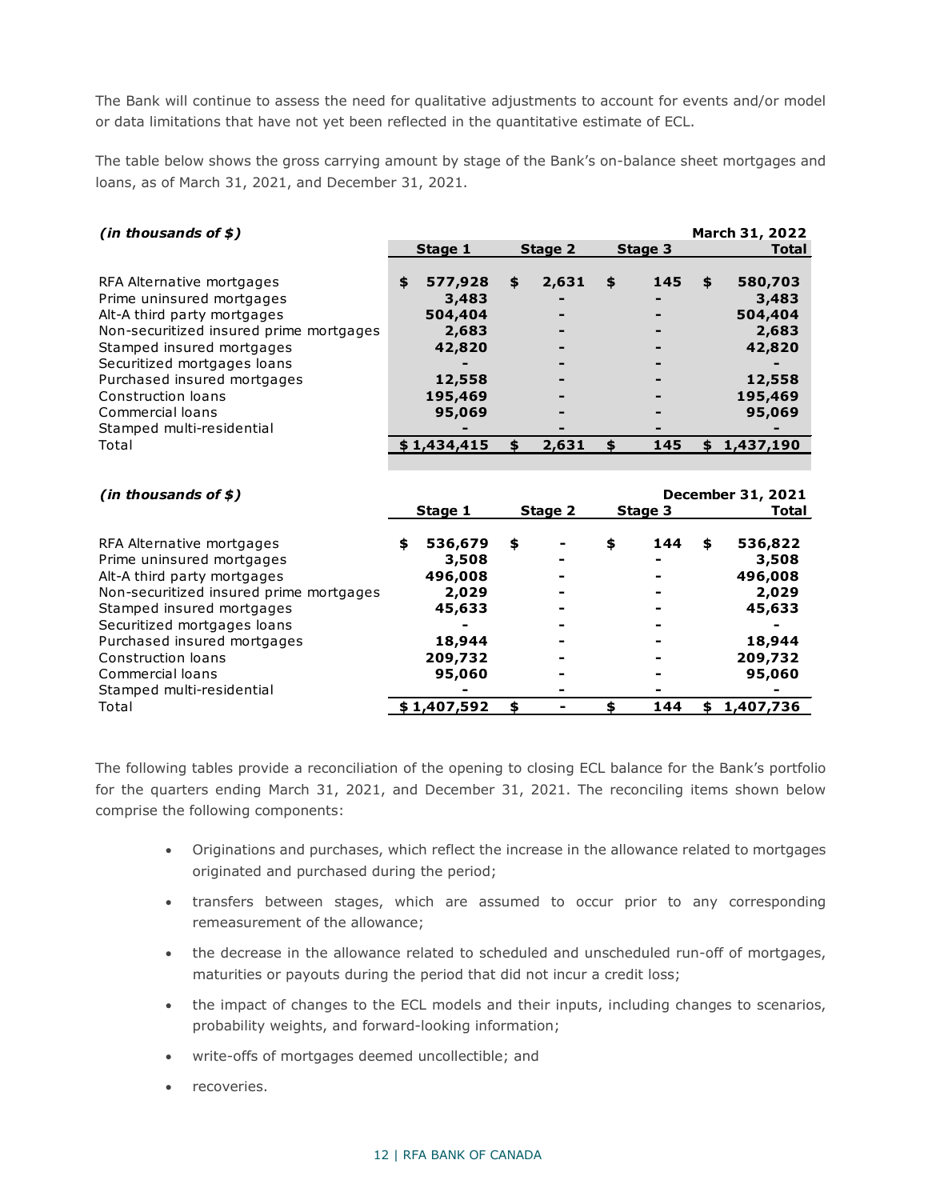The Bank will continue to assess the need for qualitative adjustments to account for events and/or model or data limitations that have not yet been reflected in the quantitative estimate of ECL.

The table below shows the gross carrying amount by stage of the Bank's on-balance sheet mortgages and loans, as of March 31, 2021, and December 31, 2021.

| ***(in thousands of $)*** | | | | **March 31, 2022** |
|---|---|---|---|---|
| | **Stage 1** | **Stage 2** | **Stage 3** | **Total** |
| RFA Alternative mortgages | **$ 577,928** | **$ 2,631** | **$ 145** | **$ 580,703** |
| Prime uninsured mortgages | **3,483** | **-** | **-** | **3,483** |
| Alt-A third party mortgages | **504,404** | **-** | **-** | **504,404** |
| Non-securitized insured prime mortgages | **2,683** | **-** | **-** | **2,683** |
| Stamped insured mortgages | **42,820** | **-** | **-** | **42,820** |
| Securitized mortgages loans | **-** | **-** | **-** | **-** |
| Purchased insured mortgages | **12,558** | **-** | **-** | **12,558** |
| Construction loans | **195,469** | **-** | **-** | **195,469** |
| Commercial loans | **95,069** | **-** | **-** | **95,069** |
| Stamped multi-residential | **-** | **-** | **-** | **-** |
| Total | **$ 1,434,415** | **$ 2,631** | **$ 145** | **$ 1,437,190** |

| ***(in thousands of $)*** | | | | **December 31, 2021** |
|---|---|---|---|---|
| | **Stage 1** | **Stage 2** | **Stage 3** | **Total** |
| RFA Alternative mortgages | **$ 536,679** | **$ -** | **$ 144** | **$ 536,822** |
| Prime uninsured mortgages | **3,508** | **-** | **-** | **3,508** |
| Alt-A third party mortgages | **496,008** | **-** | **-** | **496,008** |
| Non-securitized insured prime mortgages | **2,029** | **-** | **-** | **2,029** |
| Stamped insured mortgages | **45,633** | **-** | **-** | **45,633** |
| Securitized mortgages loans | **-** | **-** | **-** | **-** |
| Purchased insured mortgages | **18,944** | **-** | **-** | **18,944** |
| Construction loans | **209,732** | **-** | **-** | **209,732** |
| Commercial loans | **95,060** | **-** | **-** | **95,060** |
| Stamped multi-residential | **-** | **-** | **-** | **-** |
| Total | **$ 1,407,592** | **$ -** | **$ 144** | **$ 1,407,736** |

The following tables provide a reconciliation of the opening to closing ECL balance for the Bank's portfolio for the quarters ending March 31, 2021, and December 31, 2021. The reconciling items shown below comprise the following components:

- Originations and purchases, which reflect the increase in the allowance related to mortgages originated and purchased during the period;
- transfers between stages, which are assumed to occur prior to any corresponding remeasurement of the allowance;
- the decrease in the allowance related to scheduled and unscheduled run-off of mortgages, maturities or payouts during the period that did not incur a credit loss;
- the impact of changes to the ECL models and their inputs, including changes to scenarios, probability weights, and forward-looking information;
- write-offs of mortgages deemed uncollectible; and
- recoveries.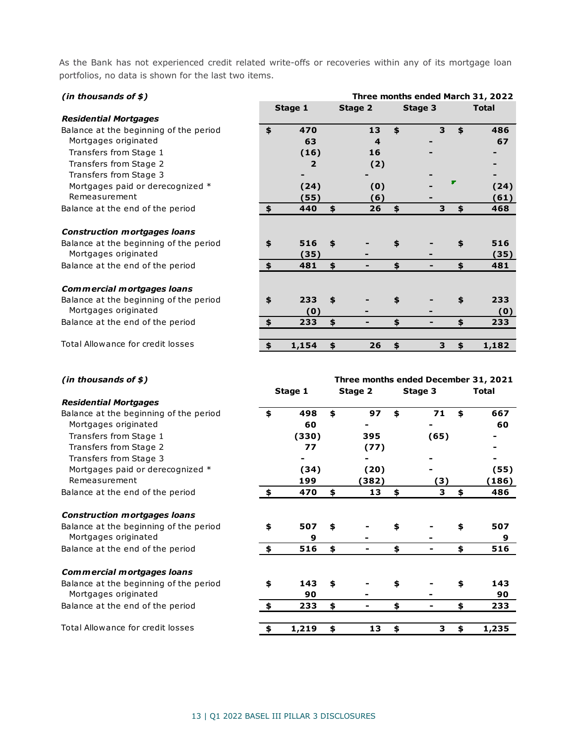As the Bank has not experienced credit related write-offs or recoveries within any of its mortgage loan portfolios, no data is shown for the last two items.

| *(in thousands of $)* | Three months ended March 31, 2022 | | | |
|---|---|---|---|---|
| | **Stage 1** | **Stage 2** | **Stage 3** | **Total** |
| ***Residential Mortgages*** | | | | |
| Balance at the beginning of the period | $ 470 | 13 | $ 3 | $ 486 |
| Mortgages originated | 63 | 4 | - | 67 |
| Transfers from Stage 1 | (16) | 16 | - | - |
| Transfers from Stage 2 | 2 | (2) | | - |
| Transfers from Stage 3 | - | - | - | - |
| Mortgages paid or derecognized * | (24) | (0) | - | (24) |
| Remeasurement | (55) | (6) | - | (61) |
| Balance at the end of the period | $ 440 | $ 26 | $ 3 | $ 468 |
| ***Construction mortgages loans*** | | | | |
| Balance at the beginning of the period | $ 516 | $ - | $ - | $ 516 |
| Mortgages originated | (35) | - | - | (35) |
| Balance at the end of the period | $ 481 | $ - | $ - | $ 481 |
| ***Commercial mortgages loans*** | | | | |
| Balance at the beginning of the period | $ 233 | $ - | $ - | $ 233 |
| Mortgages originated | (0) | - | - | (0) |
| Balance at the end of the period | $ 233 | $ - | $ - | $ 233 |
| Total Allowance for credit losses | $ 1,154 | $ 26 | $ 3 | $ 1,182 |

| *(in thousands of $)* | Three months ended December 31, 2021 | | | |
|---|---|---|---|---|
| | **Stage 1** | **Stage 2** | **Stage 3** | **Total** |
| ***Residential Mortgages*** | | | | |
| Balance at the beginning of the period | $ 498 | $ 97 | $ 71 | $ 667 |
| Mortgages originated | 60 | - | - | 60 |
| Transfers from Stage 1 | (330) | 395 | (65) | - |
| Transfers from Stage 2 | 77 | (77) | | - |
| Transfers from Stage 3 | - | - | - | - |
| Mortgages paid or derecognized * | (34) | (20) | - | (55) |
| Remeasurement | 199 | (382) | (3) | (186) |
| Balance at the end of the period | $ 470 | $ 13 | $ 3 | $ 486 |
| ***Construction mortgages loans*** | | | | |
| Balance at the beginning of the period | $ 507 | $ - | $ - | $ 507 |
| Mortgages originated | 9 | - | - | 9 |
| Balance at the end of the period | $ 516 | $ - | $ - | $ 516 |
| ***Commercial mortgages loans*** | | | | |
| Balance at the beginning of the period | $ 143 | $ - | $ - | $ 143 |
| Mortgages originated | 90 | - | - | 90 |
| Balance at the end of the period | $ 233 | $ - | $ - | $ 233 |
| Total Allowance for credit losses | $ 1,219 | $ 13 | $ 3 | $ 1,235 |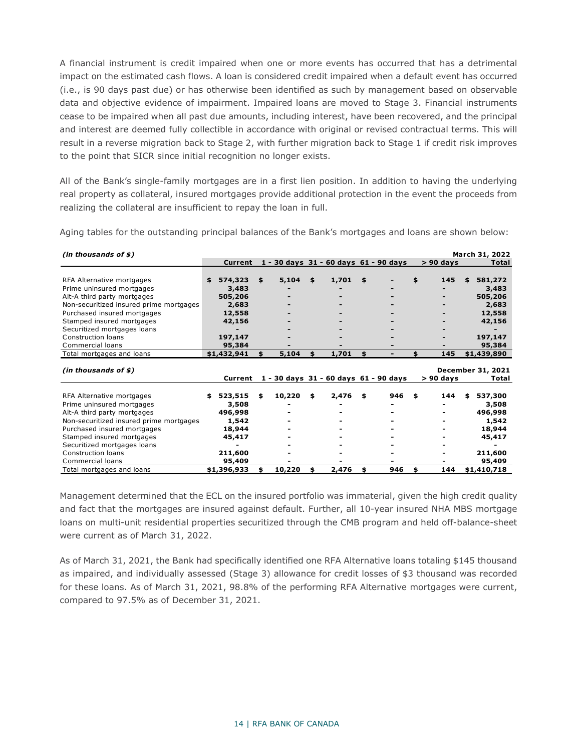A financial instrument is credit impaired when one or more events has occurred that has a detrimental impact on the estimated cash flows. A loan is considered credit impaired when a default event has occurred (i.e., is 90 days past due) or has otherwise been identified as such by management based on observable data and objective evidence of impairment. Impaired loans are moved to Stage 3. Financial instruments cease to be impaired when all past due amounts, including interest, have been recovered, and the principal and interest are deemed fully collectible in accordance with original or revised contractual terms. This will result in a reverse migration back to Stage 2, with further migration back to Stage 1 if credit risk improves to the point that SICR since initial recognition no longer exists.

All of the Bank's single-family mortgages are in a first lien position. In addition to having the underlying real property as collateral, insured mortgages provide additional protection in the event the proceeds from realizing the collateral are insufficient to repay the loan in full.

Aging tables for the outstanding principal balances of the Bank's mortgages and loans are shown below:

| *(in thousands of $)* | | | | | | **March 31, 2022** |
|---|---|---|---|---|---|---|
| | **Current** | **1 - 30 days** | **31 - 60 days** | **61 - 90 days** | **> 90 days** | **Total** |
| RFA Alternative mortgages | $ 574,323 | $ 5,104 | $ 1,701 | $ - | $ 145 | $ 581,272 |
| Prime uninsured mortgages | 3,483 | - | - | - | - | 3,483 |
| Alt-A third party mortgages | 505,206 | - | - | - | - | 505,206 |
| Non-securitized insured prime mortgages | 2,683 | - | - | - | - | 2,683 |
| Purchased insured mortgages | 12,558 | - | - | - | - | 12,558 |
| Stamped insured mortgages | 42,156 | - | - | - | - | 42,156 |
| Securitized mortgages loans | - | - | - | - | - | - |
| Construction loans | 197,147 | - | - | - | - | 197,147 |
| Commercial loans | 95,384 | - | - | - | - | 95,384 |
| Total mortgages and loans | **$1,432,941** | **$ 5,104** | **$ 1,701** | **$ -** | **$ 145** | **$1,439,890** |

| *(in thousands of $)* | | | | | | **December 31, 2021** |
|---|---|---|---|---|---|---|
| | **Current** | **1 - 30 days** | **31 - 60 days** | **61 - 90 days** | **> 90 days** | **Total** |
| RFA Alternative mortgages | $ 523,515 | $ 10,220 | $ 2,476 | $ 946 | $ 144 | $ 537,300 |
| Prime uninsured mortgages | 3,508 | - | - | - | - | 3,508 |
| Alt-A third party mortgages | 496,998 | - | - | - | - | 496,998 |
| Non-securitized insured prime mortgages | 1,542 | - | - | - | - | 1,542 |
| Purchased insured mortgages | 18,944 | - | - | - | - | 18,944 |
| Stamped insured mortgages | 45,417 | - | - | - | - | 45,417 |
| Securitized mortgages loans | - | - | - | - | - | - |
| Construction loans | 211,600 | - | - | - | - | 211,600 |
| Commercial loans | 95,409 | - | - | - | - | 95,409 |
| Total mortgages and loans | **$1,396,933** | **$ 10,220** | **$ 2,476** | **$ 946** | **$ 144** | **$1,410,718** |

Management determined that the ECL on the insured portfolio was immaterial, given the high credit quality and fact that the mortgages are insured against default. Further, all 10-year insured NHA MBS mortgage loans on multi-unit residential properties securitized through the CMB program and held off-balance-sheet were current as of March 31, 2022.

As of March 31, 2021, the Bank had specifically identified one RFA Alternative loans totaling $145 thousand as impaired, and individually assessed (Stage 3) allowance for credit losses of $3 thousand was recorded for these loans. As of March 31, 2021, 98.8% of the performing RFA Alternative mortgages were current, compared to 97.5% as of December 31, 2021.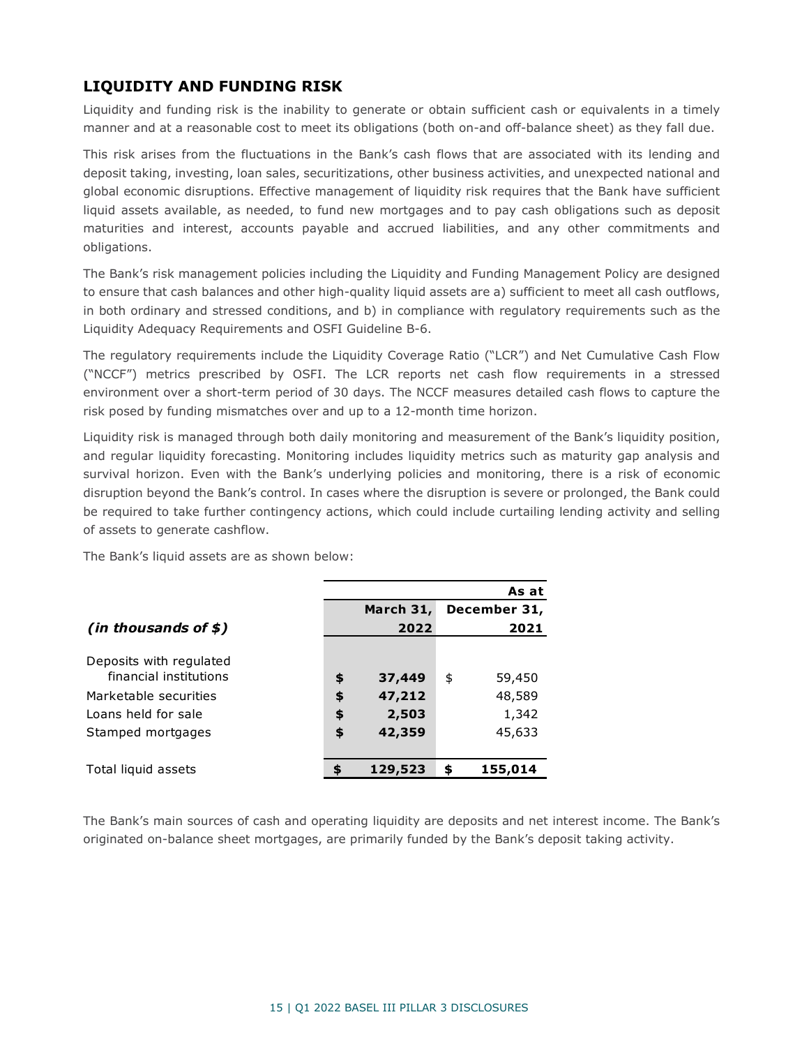## LIQUIDITY AND FUNDING RISK

Liquidity and funding risk is the inability to generate or obtain sufficient cash or equivalents in a timely manner and at a reasonable cost to meet its obligations (both on-and off-balance sheet) as they fall due.

This risk arises from the fluctuations in the Bank's cash flows that are associated with its lending and deposit taking, investing, loan sales, securitizations, other business activities, and unexpected national and global economic disruptions. Effective management of liquidity risk requires that the Bank have sufficient liquid assets available, as needed, to fund new mortgages and to pay cash obligations such as deposit maturities and interest, accounts payable and accrued liabilities, and any other commitments and obligations.

The Bank's risk management policies including the Liquidity and Funding Management Policy are designed to ensure that cash balances and other high-quality liquid assets are a) sufficient to meet all cash outflows, in both ordinary and stressed conditions, and b) in compliance with regulatory requirements such as the Liquidity Adequacy Requirements and OSFI Guideline B-6.

The regulatory requirements include the Liquidity Coverage Ratio ("LCR") and Net Cumulative Cash Flow ("NCCF") metrics prescribed by OSFI. The LCR reports net cash flow requirements in a stressed environment over a short-term period of 30 days. The NCCF measures detailed cash flows to capture the risk posed by funding mismatches over and up to a 12-month time horizon.

Liquidity risk is managed through both daily monitoring and measurement of the Bank's liquidity position, and regular liquidity forecasting. Monitoring includes liquidity metrics such as maturity gap analysis and survival horizon. Even with the Bank's underlying policies and monitoring, there is a risk of economic disruption beyond the Bank's control. In cases where the disruption is severe or prolonged, the Bank could be required to take further contingency actions, which could include curtailing lending activity and selling of assets to generate cashflow.

The Bank's liquid assets are as shown below:

| *(in thousands of $)* | As at March 31, 2022 | As at December 31, 2021 |
|---|---|---|
| Deposits with regulated financial institutions | **$ 37,449** | $ 59,450 |
| Marketable securities | **$ 47,212** | 48,589 |
| Loans held for sale | **$ 2,503** | 1,342 |
| Stamped mortgages | **$ 42,359** | 45,633 |
| Total liquid assets | **$ 129,523** | **$ 155,014** |

The Bank's main sources of cash and operating liquidity are deposits and net interest income. The Bank's originated on-balance sheet mortgages, are primarily funded by the Bank's deposit taking activity.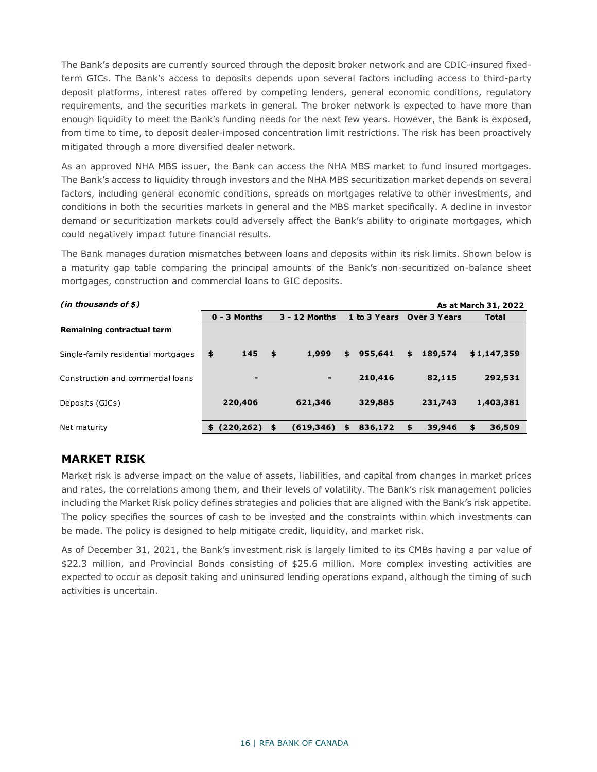The Bank's deposits are currently sourced through the deposit broker network and are CDIC-insured fixed-term GICs. The Bank's access to deposits depends upon several factors including access to third-party deposit platforms, interest rates offered by competing lenders, general economic conditions, regulatory requirements, and the securities markets in general. The broker network is expected to have more than enough liquidity to meet the Bank's funding needs for the next few years. However, the Bank is exposed, from time to time, to deposit dealer-imposed concentration limit restrictions. The risk has been proactively mitigated through a more diversified dealer network.

As an approved NHA MBS issuer, the Bank can access the NHA MBS market to fund insured mortgages. The Bank's access to liquidity through investors and the NHA MBS securitization market depends on several factors, including general economic conditions, spreads on mortgages relative to other investments, and conditions in both the securities markets in general and the MBS market specifically. A decline in investor demand or securitization markets could adversely affect the Bank's ability to originate mortgages, which could negatively impact future financial results.

The Bank manages duration mismatches between loans and deposits within its risk limits. Shown below is a maturity gap table comparing the principal amounts of the Bank's non-securitized on-balance sheet mortgages, construction and commercial loans to GIC deposits.

| *(in thousands of $)* | | | | | **As at March 31, 2022** |
|---|---|---|---|---|---|
| | **0 - 3 Months** | **3 - 12 Months** | **1 to 3 Years** | **Over 3 Years** | **Total** |
| **Remaining contractual term** | | | | | |
| Single-family residential mortgages | **$ 145** | **$ 1,999** | **$ 955,641** | **$ 189,574** | **$1,147,359** |
| Construction and commercial loans | **-** | **-** | **210,416** | **82,115** | **292,531** |
| Deposits (GICs) | **220,406** | **621,346** | **329,885** | **231,743** | **1,403,381** |
| Net maturity | **$ (220,262)** | **$ (619,346)** | **$ 836,172** | **$ 39,946** | **$ 36,509** |

## MARKET RISK

Market risk is adverse impact on the value of assets, liabilities, and capital from changes in market prices and rates, the correlations among them, and their levels of volatility. The Bank's risk management policies including the Market Risk policy defines strategies and policies that are aligned with the Bank's risk appetite. The policy specifies the sources of cash to be invested and the constraints within which investments can be made. The policy is designed to help mitigate credit, liquidity, and market risk.

As of December 31, 2021, the Bank's investment risk is largely limited to its CMBs having a par value of $22.3 million, and Provincial Bonds consisting of $25.6 million. More complex investing activities are expected to occur as deposit taking and uninsured lending operations expand, although the timing of such activities is uncertain.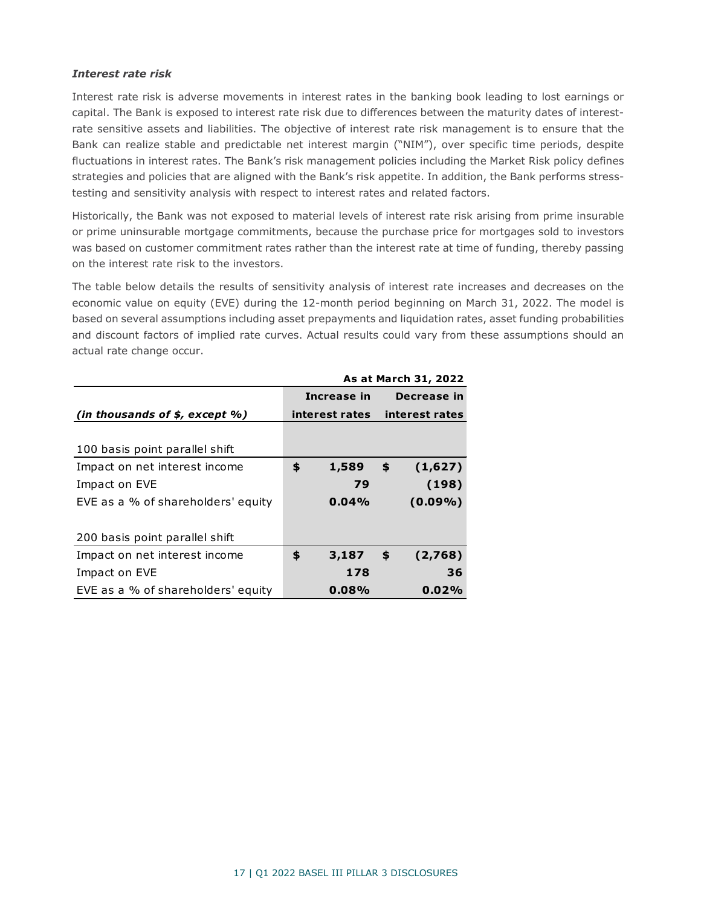***Interest rate risk***

Interest rate risk is adverse movements in interest rates in the banking book leading to lost earnings or capital. The Bank is exposed to interest rate risk due to differences between the maturity dates of interest-rate sensitive assets and liabilities. The objective of interest rate risk management is to ensure that the Bank can realize stable and predictable net interest margin ("NIM"), over specific time periods, despite fluctuations in interest rates. The Bank's risk management policies including the Market Risk policy defines strategies and policies that are aligned with the Bank's risk appetite. In addition, the Bank performs stress-testing and sensitivity analysis with respect to interest rates and related factors.

Historically, the Bank was not exposed to material levels of interest rate risk arising from prime insurable or prime uninsurable mortgage commitments, because the purchase price for mortgages sold to investors was based on customer commitment rates rather than the interest rate at time of funding, thereby passing on the interest rate risk to the investors.

The table below details the results of sensitivity analysis of interest rate increases and decreases on the economic value on equity (EVE) during the 12-month period beginning on March 31, 2022. The model is based on several assumptions including asset prepayments and liquidation rates, asset funding probabilities and discount factors of implied rate curves. Actual results could vary from these assumptions should an actual rate change occur.

| | **As at March 31, 2022** | |
|---|---|---|
| ***(in thousands of $, except %)*** | **Increase in interest rates** | **Decrease in interest rates** |
| 100 basis point parallel shift | | |
| Impact on net interest income | **$ 1,589** | **$ (1,627)** |
| Impact on EVE | **79** | **(198)** |
| EVE as a % of shareholders' equity | **0.04%** | **(0.09%)** |
| 200 basis point parallel shift | | |
| Impact on net interest income | **$ 3,187** | **$ (2,768)** |
| Impact on EVE | **178** | **36** |
| EVE as a % of shareholders' equity | **0.08%** | **0.02%** |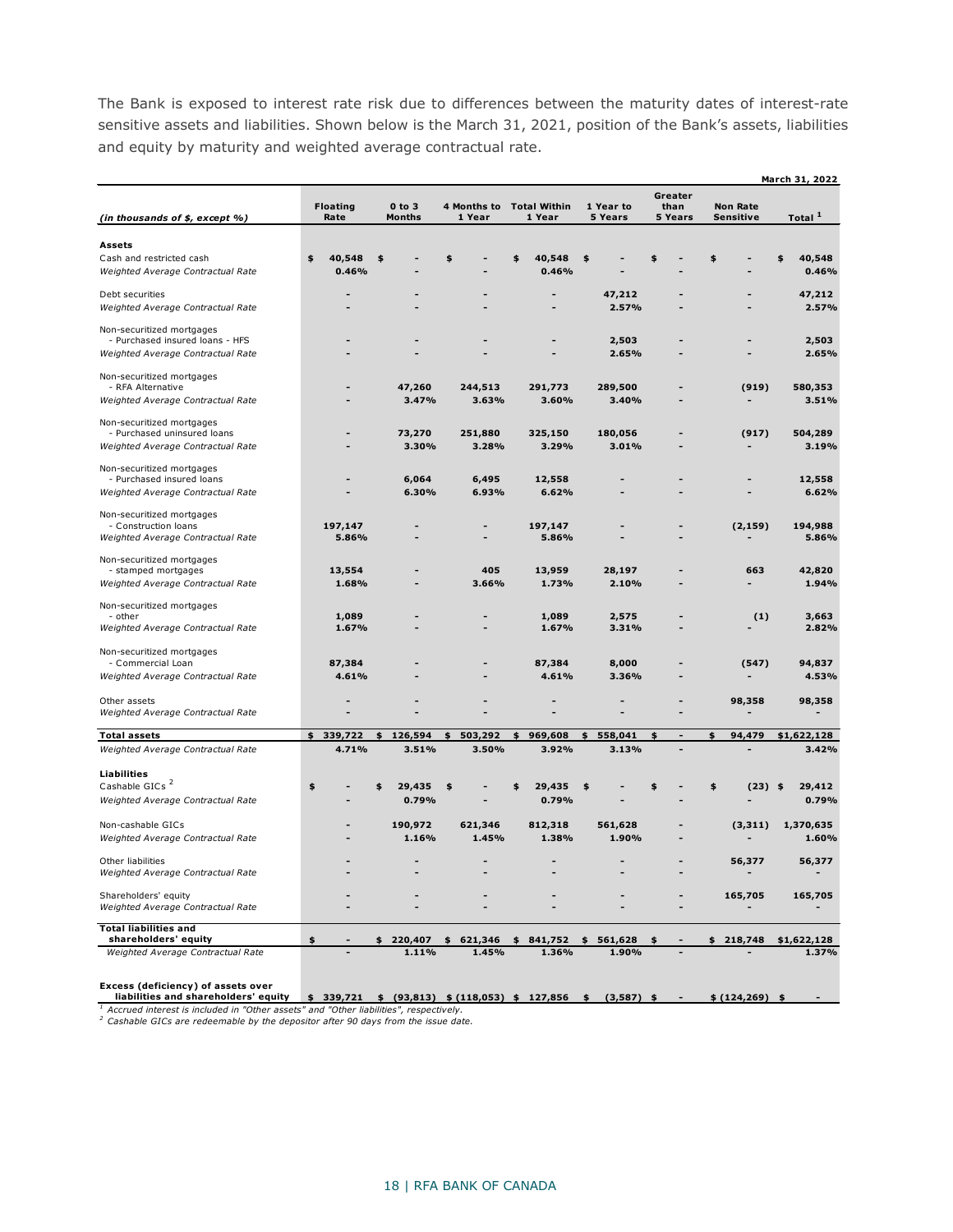The Bank is exposed to interest rate risk due to differences between the maturity dates of interest-rate sensitive assets and liabilities. Shown below is the March 31, 2021, position of the Bank's assets, liabilities and equity by maturity and weighted average contractual rate.

**March 31, 2022**

| (in thousands of $, except %) | Floating Rate | 0 to 3 Months | 4 Months to 1 Year | Total Within 1 Year | 1 Year to 5 Years | Greater than 5 Years | Non Rate Sensitive | Total [1] |
|---|---|---|---|---|---|---|---|---|
| **Assets** | | | | | | | | |
| Cash and restricted cash | $ 40,548 | $ - | $ - | $ 40,548 | $ - | $ - | $ - | $ 40,548 |
| *Weighted Average Contractual Rate* | 0.46% | - | - | 0.46% | - | - | - | 0.46% |
| Debt securities | - | - | - | - | 47,212 | - | - | 47,212 |
| *Weighted Average Contractual Rate* | - | - | - | - | 2.57% | - | - | 2.57% |
| Non-securitized mortgages - Purchased insured loans - HFS | - | - | - | - | 2,503 | - | - | 2,503 |
| *Weighted Average Contractual Rate* | - | - | - | - | 2.65% | - | - | 2.65% |
| Non-securitized mortgages - RFA Alternative | - | 47,260 | 244,513 | 291,773 | 289,500 | - | (919) | 580,353 |
| *Weighted Average Contractual Rate* | - | 3.47% | 3.63% | 3.60% | 3.40% | - | - | 3.51% |
| Non-securitized mortgages - Purchased uninsured loans | - | 73,270 | 251,880 | 325,150 | 180,056 | - | (917) | 504,289 |
| *Weighted Average Contractual Rate* | - | 3.30% | 3.28% | 3.29% | 3.01% | - | - | 3.19% |
| Non-securitized mortgages - Purchased insured loans | - | 6,064 | 6,495 | 12,558 | - | - | - | 12,558 |
| *Weighted Average Contractual Rate* | - | 6.30% | 6.93% | 6.62% | - | - | - | 6.62% |
| Non-securitized mortgages - Construction loans | 197,147 | - | - | 197,147 | - | - | (2,159) | 194,988 |
| *Weighted Average Contractual Rate* | 5.86% | - | - | 5.86% | - | - | - | 5.86% |
| Non-securitized mortgages - stamped mortgages | 13,554 | - | 405 | 13,959 | 28,197 | - | 663 | 42,820 |
| *Weighted Average Contractual Rate* | 1.68% | - | 3.66% | 1.73% | 2.10% | - | - | 1.94% |
| Non-securitized mortgages - other | 1,089 | - | - | 1,089 | 2,575 | - | (1) | 3,663 |
| *Weighted Average Contractual Rate* | 1.67% | - | - | 1.67% | 3.31% | - | - | 2.82% |
| Non-securitized mortgages - Commercial Loan | 87,384 | - | - | 87,384 | 8,000 | - | (547) | 94,837 |
| *Weighted Average Contractual Rate* | 4.61% | - | - | 4.61% | 3.36% | - | - | 4.53% |
| Other assets | - | - | - | - | - | - | 98,358 | 98,358 |
| *Weighted Average Contractual Rate* | - | - | - | - | - | - | - | - |
| **Total assets** | $ 339,722 | $ 126,594 | $ 503,292 | $ 969,608 | $ 558,041 | $ - | $ 94,479 | $1,622,128 |
| *Weighted Average Contractual Rate* | 4.71% | 3.51% | 3.50% | 3.92% | 3.13% | - | - | 3.42% |
| **Liabilities** | | | | | | | | |
| Cashable GICs [2] | $ - | $ 29,435 | $ - | $ 29,435 | $ - | $ - | $ (23) | $ 29,412 |
| *Weighted Average Contractual Rate* | - | 0.79% | - | 0.79% | - | - | - | 0.79% |
| Non-cashable GICs | - | 190,972 | 621,346 | 812,318 | 561,628 | - | (3,311) | 1,370,635 |
| *Weighted Average Contractual Rate* | - | 1.16% | 1.45% | 1.38% | 1.90% | - | - | 1.60% |
| Other liabilities | - | - | - | - | - | - | 56,377 | 56,377 |
| *Weighted Average Contractual Rate* | - | - | - | - | - | - | - | - |
| Shareholders' equity | - | - | - | - | - | - | 165,705 | 165,705 |
| *Weighted Average Contractual Rate* | - | - | - | - | - | - | - | - |
| **Total liabilities and shareholders' equity** | $ - | $ 220,407 | $ 621,346 | $ 841,752 | $ 561,628 | $ - | $ 218,748 | $1,622,128 |
| *Weighted Average Contractual Rate* | - | 1.11% | 1.45% | 1.36% | 1.90% | - | - | 1.37% |
| **Excess (deficiency) of assets over liabilities and shareholders' equity** | $ 339,721 | $ (93,813) | $ (118,053) | $ 127,856 | $ (3,587) | $ - | $ (124,269) | $ - |

[1] *Accrued interest is included in "Other assets" and "Other liabilities", respectively.*
[2] *Cashable GICs are redeemable by the depositor after 90 days from the issue date.*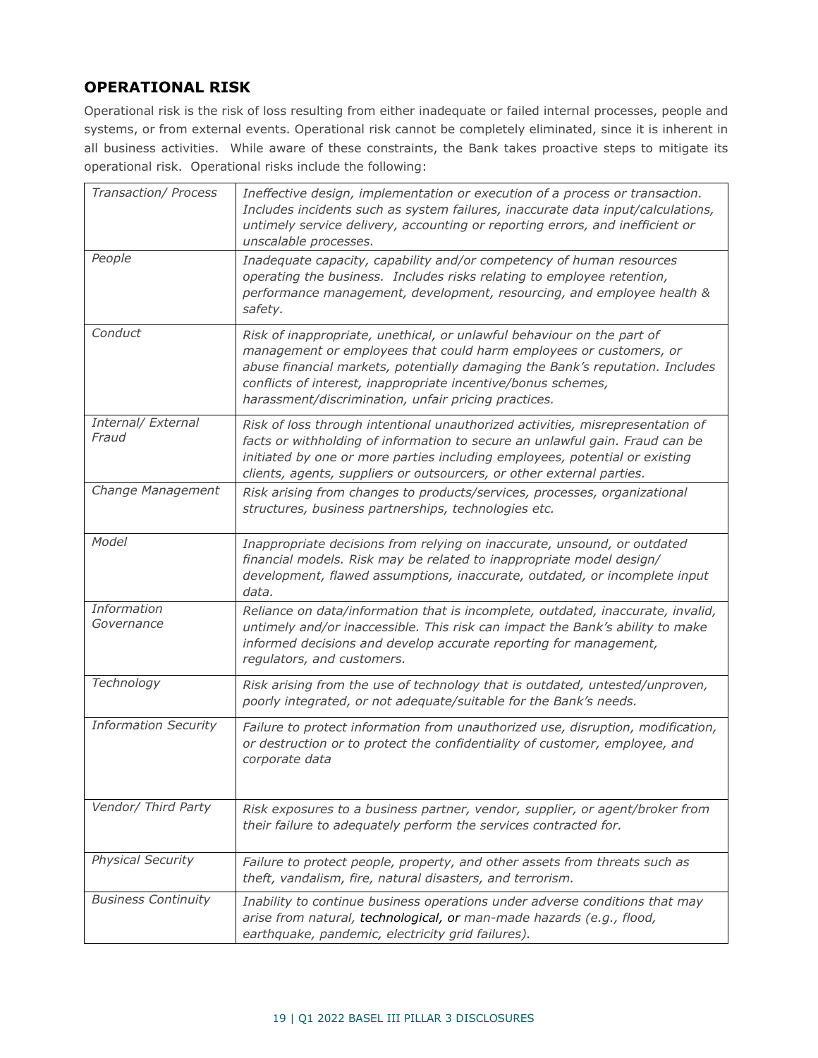## OPERATIONAL RISK

Operational risk is the risk of loss resulting from either inadequate or failed internal processes, people and systems, or from external events. Operational risk cannot be completely eliminated, since it is inherent in all business activities. While aware of these constraints, the Bank takes proactive steps to mitigate its operational risk. Operational risks include the following:

| | |
|---|---|
| *Transaction/ Process* | *Ineffective design, implementation or execution of a process or transaction. Includes incidents such as system failures, inaccurate data input/calculations, untimely service delivery, accounting or reporting errors, and inefficient or unscalable processes.* |
| *People* | *Inadequate capacity, capability and/or competency of human resources operating the business. Includes risks relating to employee retention, performance management, development, resourcing, and employee health & safety.* |
| *Conduct* | *Risk of inappropriate, unethical, or unlawful behaviour on the part of management or employees that could harm employees or customers, or abuse financial markets, potentially damaging the Bank's reputation. Includes conflicts of interest, inappropriate incentive/bonus schemes, harassment/discrimination, unfair pricing practices.* |
| *Internal/ External Fraud* | *Risk of loss through intentional unauthorized activities, misrepresentation of facts or withholding of information to secure an unlawful gain. Fraud can be initiated by one or more parties including employees, potential or existing clients, agents, suppliers or outsourcers, or other external parties.* |
| *Change Management* | *Risk arising from changes to products/services, processes, organizational structures, business partnerships, technologies etc.* |
| *Model* | *Inappropriate decisions from relying on inaccurate, unsound, or outdated financial models. Risk may be related to inappropriate model design/ development, flawed assumptions, inaccurate, outdated, or incomplete input data.* |
| *Information Governance* | *Reliance on data/information that is incomplete, outdated, inaccurate, invalid, untimely and/or inaccessible. This risk can impact the Bank's ability to make informed decisions and develop accurate reporting for management, regulators, and customers.* |
| *Technology* | *Risk arising from the use of technology that is outdated, untested/unproven, poorly integrated, or not adequate/suitable for the Bank's needs.* |
| *Information Security* | *Failure to protect information from unauthorized use, disruption, modification, or destruction or to protect the confidentiality of customer, employee, and corporate data* |
| *Vendor/ Third Party* | *Risk exposures to a business partner, vendor, supplier, or agent/broker from their failure to adequately perform the services contracted for.* |
| *Physical Security* | *Failure to protect people, property, and other assets from threats such as theft, vandalism, fire, natural disasters, and terrorism.* |
| *Business Continuity* | *Inability to continue business operations under adverse conditions that may arise from natural, technological, or man-made hazards (e.g., flood, earthquake, pandemic, electricity grid failures).* |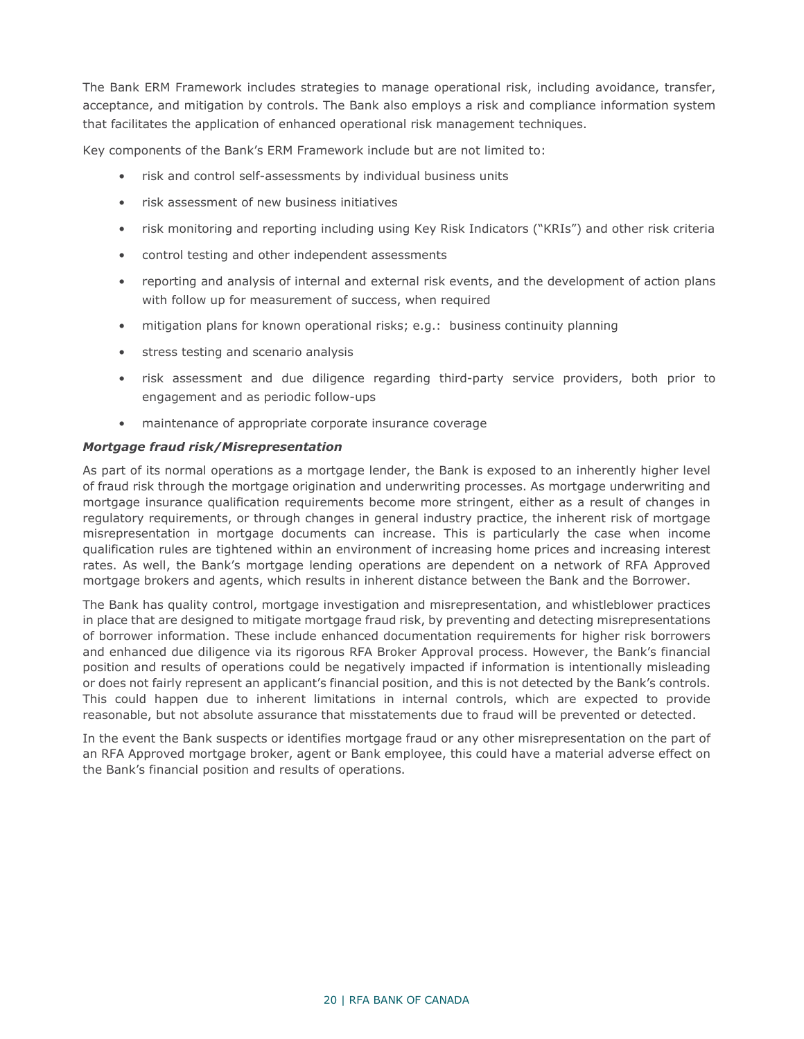The Bank ERM Framework includes strategies to manage operational risk, including avoidance, transfer, acceptance, and mitigation by controls. The Bank also employs a risk and compliance information system that facilitates the application of enhanced operational risk management techniques.

Key components of the Bank's ERM Framework include but are not limited to:

- risk and control self-assessments by individual business units
- risk assessment of new business initiatives
- risk monitoring and reporting including using Key Risk Indicators ("KRIs") and other risk criteria
- control testing and other independent assessments
- reporting and analysis of internal and external risk events, and the development of action plans with follow up for measurement of success, when required
- mitigation plans for known operational risks; e.g.: business continuity planning
- stress testing and scenario analysis
- risk assessment and due diligence regarding third-party service providers, both prior to engagement and as periodic follow-ups
- maintenance of appropriate corporate insurance coverage

***Mortgage fraud risk/Misrepresentation***

As part of its normal operations as a mortgage lender, the Bank is exposed to an inherently higher level of fraud risk through the mortgage origination and underwriting processes. As mortgage underwriting and mortgage insurance qualification requirements become more stringent, either as a result of changes in regulatory requirements, or through changes in general industry practice, the inherent risk of mortgage misrepresentation in mortgage documents can increase. This is particularly the case when income qualification rules are tightened within an environment of increasing home prices and increasing interest rates. As well, the Bank's mortgage lending operations are dependent on a network of RFA Approved mortgage brokers and agents, which results in inherent distance between the Bank and the Borrower.

The Bank has quality control, mortgage investigation and misrepresentation, and whistleblower practices in place that are designed to mitigate mortgage fraud risk, by preventing and detecting misrepresentations of borrower information. These include enhanced documentation requirements for higher risk borrowers and enhanced due diligence via its rigorous RFA Broker Approval process. However, the Bank's financial position and results of operations could be negatively impacted if information is intentionally misleading or does not fairly represent an applicant's financial position, and this is not detected by the Bank's controls. This could happen due to inherent limitations in internal controls, which are expected to provide reasonable, but not absolute assurance that misstatements due to fraud will be prevented or detected.

In the event the Bank suspects or identifies mortgage fraud or any other misrepresentation on the part of an RFA Approved mortgage broker, agent or Bank employee, this could have a material adverse effect on the Bank's financial position and results of operations.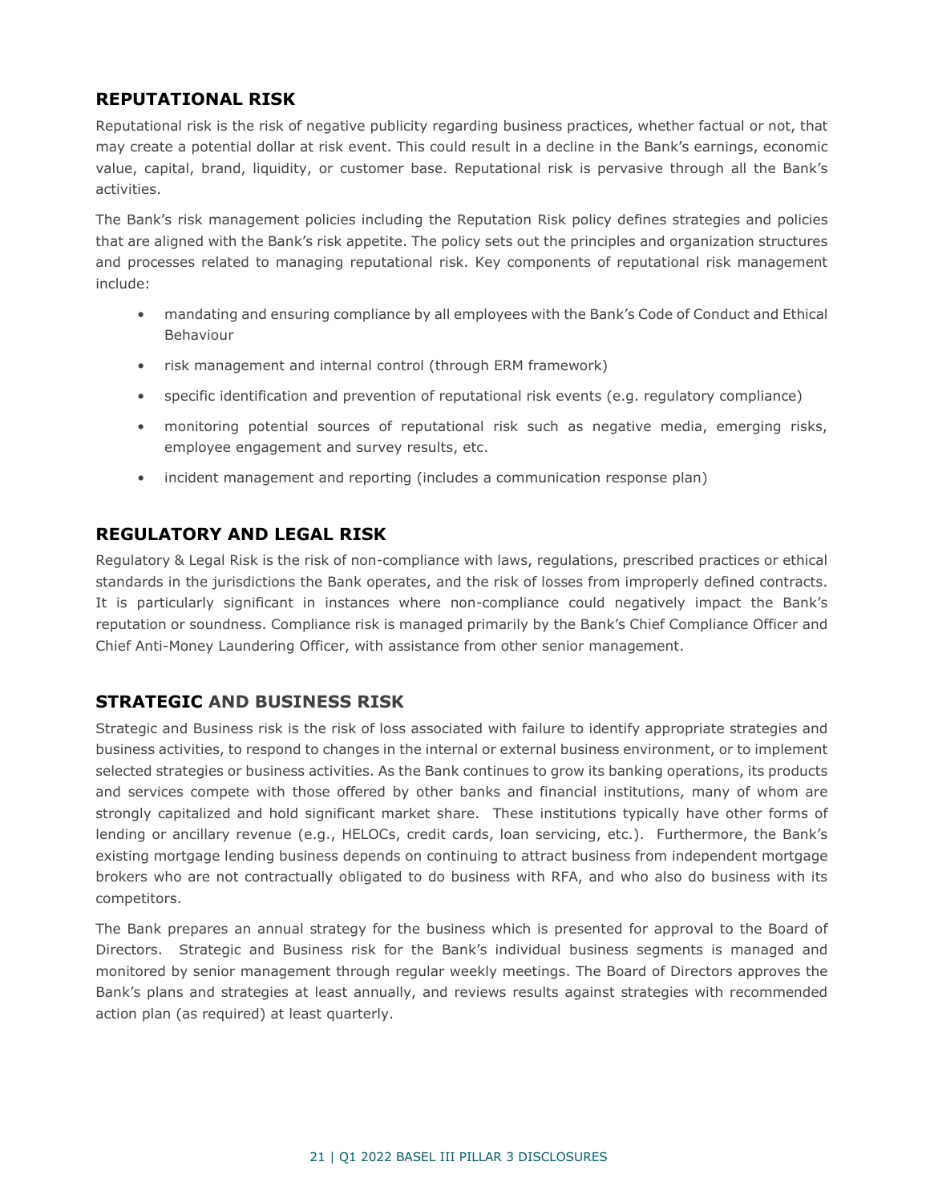## REPUTATIONAL RISK

Reputational risk is the risk of negative publicity regarding business practices, whether factual or not, that may create a potential dollar at risk event. This could result in a decline in the Bank's earnings, economic value, capital, brand, liquidity, or customer base. Reputational risk is pervasive through all the Bank's activities.

The Bank's risk management policies including the Reputation Risk policy defines strategies and policies that are aligned with the Bank's risk appetite. The policy sets out the principles and organization structures and processes related to managing reputational risk. Key components of reputational risk management include:

- mandating and ensuring compliance by all employees with the Bank's Code of Conduct and Ethical Behaviour
- risk management and internal control (through ERM framework)
- specific identification and prevention of reputational risk events (e.g. regulatory compliance)
- monitoring potential sources of reputational risk such as negative media, emerging risks, employee engagement and survey results, etc.
- incident management and reporting (includes a communication response plan)

## REGULATORY AND LEGAL RISK

Regulatory & Legal Risk is the risk of non-compliance with laws, regulations, prescribed practices or ethical standards in the jurisdictions the Bank operates, and the risk of losses from improperly defined contracts. It is particularly significant in instances where non-compliance could negatively impact the Bank's reputation or soundness. Compliance risk is managed primarily by the Bank's Chief Compliance Officer and Chief Anti-Money Laundering Officer, with assistance from other senior management.

## STRATEGIC AND BUSINESS RISK

Strategic and Business risk is the risk of loss associated with failure to identify appropriate strategies and business activities, to respond to changes in the internal or external business environment, or to implement selected strategies or business activities. As the Bank continues to grow its banking operations, its products and services compete with those offered by other banks and financial institutions, many of whom are strongly capitalized and hold significant market share. These institutions typically have other forms of lending or ancillary revenue (e.g., HELOCs, credit cards, loan servicing, etc.). Furthermore, the Bank's existing mortgage lending business depends on continuing to attract business from independent mortgage brokers who are not contractually obligated to do business with RFA, and who also do business with its competitors.

The Bank prepares an annual strategy for the business which is presented for approval to the Board of Directors. Strategic and Business risk for the Bank's individual business segments is managed and monitored by senior management through regular weekly meetings. The Board of Directors approves the Bank's plans and strategies at least annually, and reviews results against strategies with recommended action plan (as required) at least quarterly.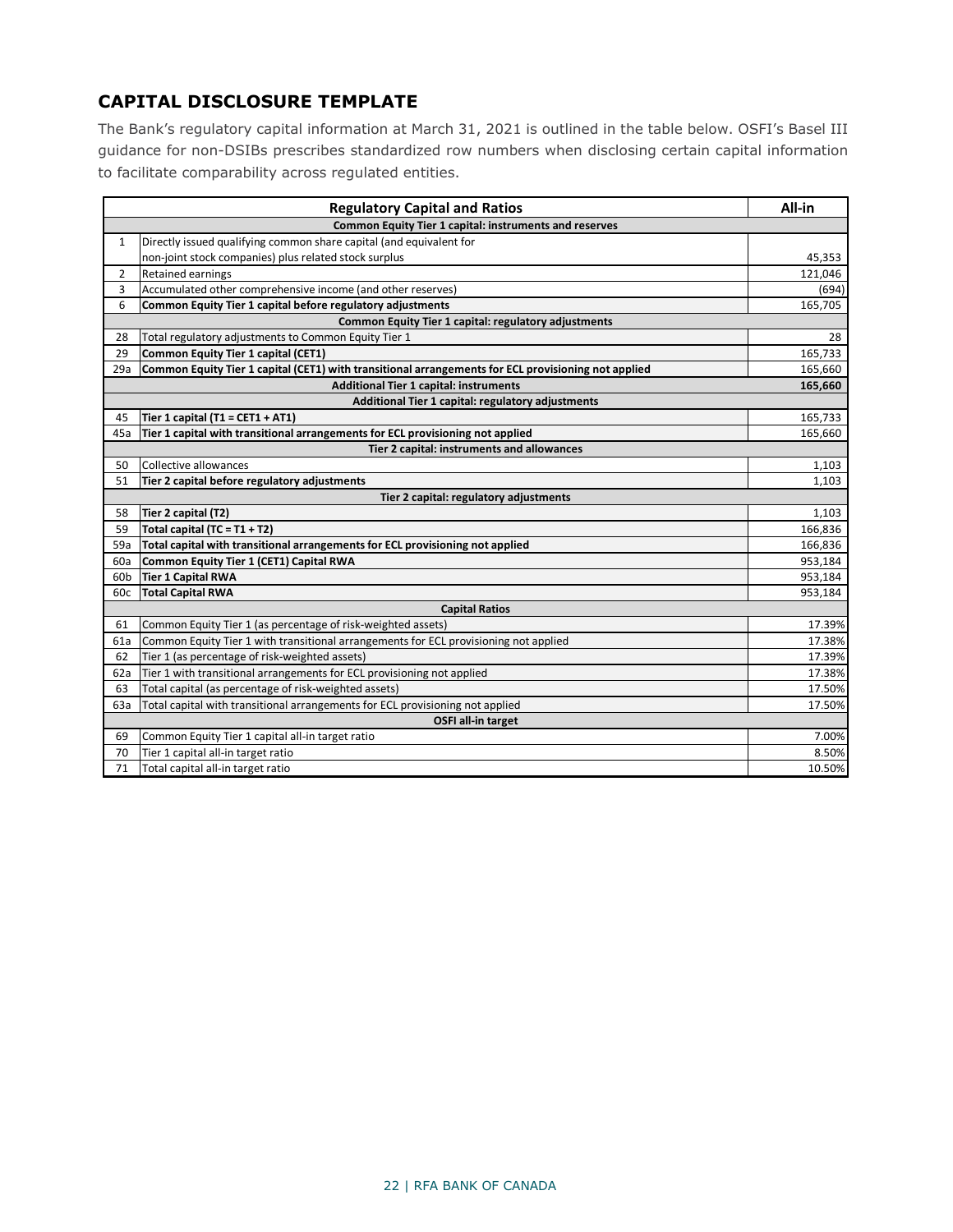## CAPITAL DISCLOSURE TEMPLATE

The Bank's regulatory capital information at March 31, 2021 is outlined in the table below. OSFI's Basel III guidance for non-DSIBs prescribes standardized row numbers when disclosing certain capital information to facilitate comparability across regulated entities.

| | **Regulatory Capital and Ratios** | **All-in** |
|---|---|---|
| | **Common Equity Tier 1 capital: instruments and reserves** | |
| 1 | Directly issued qualifying common share capital (and equivalent for non-joint stock companies) plus related stock surplus | 45,353 |
| 2 | Retained earnings | 121,046 |
| 3 | Accumulated other comprehensive income (and other reserves) | (694) |
| 6 | **Common Equity Tier 1 capital before regulatory adjustments** | 165,705 |
| | **Common Equity Tier 1 capital: regulatory adjustments** | |
| 28 | Total regulatory adjustments to Common Equity Tier 1 | 28 |
| 29 | **Common Equity Tier 1 capital (CET1)** | 165,733 |
| 29a | **Common Equity Tier 1 capital (CET1) with transitional arrangements for ECL provisioning not applied** | 165,660 |
| | **Additional Tier 1 capital: instruments** | **165,660** |
| | **Additional Tier 1 capital: regulatory adjustments** | |
| 45 | **Tier 1 capital (T1 = CET1 + AT1)** | 165,733 |
| 45a | **Tier 1 capital with transitional arrangements for ECL provisioning not applied** | 165,660 |
| | **Tier 2 capital: instruments and allowances** | |
| 50 | Collective allowances | 1,103 |
| 51 | **Tier 2 capital before regulatory adjustments** | 1,103 |
| | **Tier 2 capital: regulatory adjustments** | |
| 58 | **Tier 2 capital (T2)** | 1,103 |
| 59 | **Total capital (TC = T1 + T2)** | 166,836 |
| 59a | **Total capital with transitional arrangements for ECL provisioning not applied** | 166,836 |
| 60a | **Common Equity Tier 1 (CET1) Capital RWA** | 953,184 |
| 60b | **Tier 1 Capital RWA** | 953,184 |
| 60c | **Total Capital RWA** | 953,184 |
| | **Capital Ratios** | |
| 61 | Common Equity Tier 1 (as percentage of risk-weighted assets) | 17.39% |
| 61a | Common Equity Tier 1 with transitional arrangements for ECL provisioning not applied | 17.38% |
| 62 | Tier 1 (as percentage of risk-weighted assets) | 17.39% |
| 62a | Tier 1 with transitional arrangements for ECL provisioning not applied | 17.38% |
| 63 | Total capital (as percentage of risk-weighted assets) | 17.50% |
| 63a | Total capital with transitional arrangements for ECL provisioning not applied | 17.50% |
| | **OSFI all-in target** | |
| 69 | Common Equity Tier 1 capital all-in target ratio | 7.00% |
| 70 | Tier 1 capital all-in target ratio | 8.50% |
| 71 | Total capital all-in target ratio | 10.50% |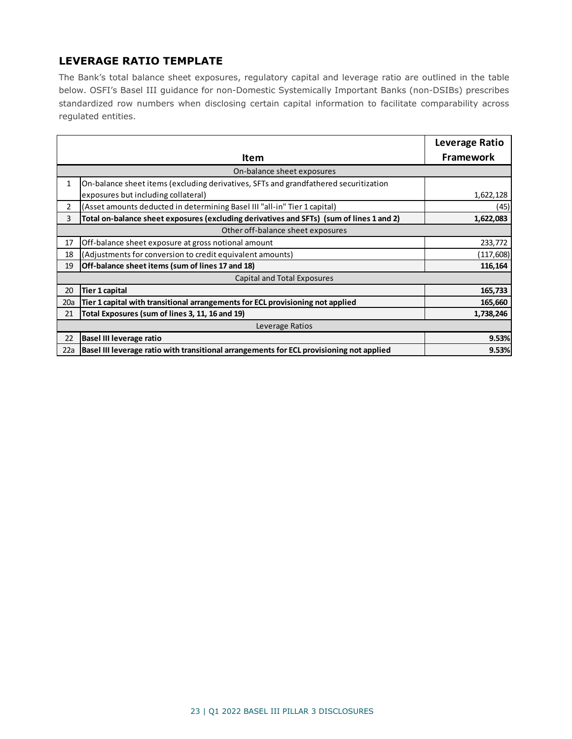## LEVERAGE RATIO TEMPLATE

The Bank's total balance sheet exposures, regulatory capital and leverage ratio are outlined in the table below. OSFI's Basel III guidance for non-Domestic Systemically Important Banks (non-DSIBs) prescribes standardized row numbers when disclosing certain capital information to facilitate comparability across regulated entities.

| | Item | Leverage Ratio Framework |
|---|---|---|
| | On-balance sheet exposures | |
| 1 | On-balance sheet items (excluding derivatives, SFTs and grandfathered securitization exposures but including collateral) | 1,622,128 |
| 2 | (Asset amounts deducted in determining Basel III "all-in" Tier 1 capital) | (45) |
| 3 | **Total on-balance sheet exposures (excluding derivatives and SFTs) (sum of lines 1 and 2)** | **1,622,083** |
| | Other off-balance sheet exposures | |
| 17 | Off-balance sheet exposure at gross notional amount | 233,772 |
| 18 | (Adjustments for conversion to credit equivalent amounts) | (117,608) |
| 19 | **Off-balance sheet items (sum of lines 17 and 18)** | **116,164** |
| | Capital and Total Exposures | |
| 20 | **Tier 1 capital** | **165,733** |
| 20a | **Tier 1 capital with transitional arrangements for ECL provisioning not applied** | **165,660** |
| 21 | **Total Exposures (sum of lines 3, 11, 16 and 19)** | **1,738,246** |
| | Leverage Ratios | |
| 22 | **Basel III leverage ratio** | **9.53%** |
| 22a | **Basel III leverage ratio with transitional arrangements for ECL provisioning not applied** | **9.53%** |